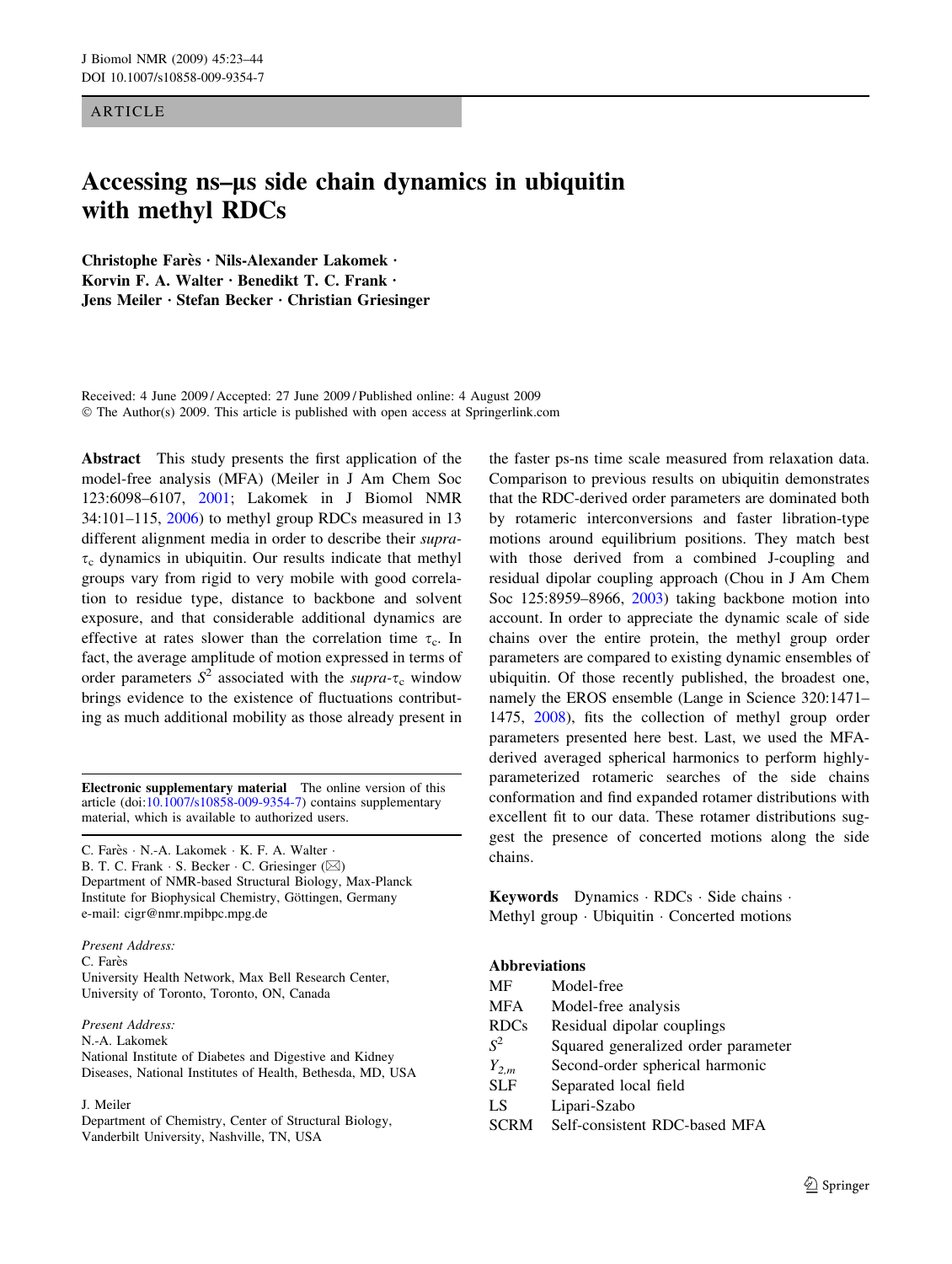ARTICLE

# Accessing ns–μs side chain dynamics in ubiquitin with methyl RDCs

**Christophe Farès · Nils-Alexander Lakomek · Korvin F. A. Walter · Benedikt T. C. Frank · Jens Meiler · Stefan Becker · Christian Griesinger**

Received: 4 June 2009 / Accepted: 27 June 2009 / Published online: 4 August 2009
© The Author(s) 2009. This article is published with open access at Springerlink.com

**Abstract** This study presents the first application of the model-free analysis (MFA) (Meiler in J Am Chem Soc 123:6098–6107, 2001; Lakomek in J Biomol NMR 34:101–115, 2006) to methyl group RDCs measured in 13 different alignment media in order to describe their *supra*-$\tau_c$ dynamics in ubiquitin. Our results indicate that methyl groups vary from rigid to very mobile with good correlation to residue type, distance to backbone and solvent exposure, and that considerable additional dynamics are effective at rates slower than the correlation time $\tau_c$. In fact, the average amplitude of motion expressed in terms of order parameters $S^2$ associated with the *supra*-$\tau_c$ window brings evidence to the existence of fluctuations contributing as much additional mobility as those already present in the faster ps-ns time scale measured from relaxation data. Comparison to previous results on ubiquitin demonstrates that the RDC-derived order parameters are dominated both by rotameric interconversions and faster libration-type motions around equilibrium positions. They match best with those derived from a combined J-coupling and residual dipolar coupling approach (Chou in J Am Chem Soc 125:8959–8966, 2003) taking backbone motion into account. In order to appreciate the dynamic scale of side chains over the entire protein, the methyl group order parameters are compared to existing dynamic ensembles of ubiquitin. Of those recently published, the broadest one, namely the EROS ensemble (Lange in Science 320:1471–1475, 2008), fits the collection of methyl group order parameters presented here best. Last, we used the MFA-derived averaged spherical harmonics to perform highly-parameterized rotameric searches of the side chains conformation and find expanded rotamer distributions with excellent fit to our data. These rotamer distributions suggest the presence of concerted motions along the side chains.

**Keywords** Dynamics · RDCs · Side chains · Methyl group · Ubiquitin · Concerted motions

**Electronic supplementary material** The online version of this article (doi:10.1007/s10858-009-9354-7) contains supplementary material, which is available to authorized users.

C. Farès · N.-A. Lakomek · K. F. A. Walter · B. T. C. Frank · S. Becker · C. Griesinger (✉)
Department of NMR-based Structural Biology, Max-Planck Institute for Biophysical Chemistry, Göttingen, Germany
e-mail: cigr@nmr.mpibpc.mpg.de

*Present Address:*
C. Farès
University Health Network, Max Bell Research Center, University of Toronto, Toronto, ON, Canada

*Present Address:*
N.-A. Lakomek
National Institute of Diabetes and Digestive and Kidney Diseases, National Institutes of Health, Bethesda, MD, USA

J. Meiler
Department of Chemistry, Center of Structural Biology, Vanderbilt University, Nashville, TN, USA

**Abbreviations**

| | |
|---|---|
| MF | Model-free |
| MFA | Model-free analysis |
| RDCs | Residual dipolar couplings |
| $S^2$ | Squared generalized order parameter |
| $Y_{2,m}$ | Second-order spherical harmonic |
| SLF | Separated local field |
| LS | Lipari-Szabo |
| SCRM | Self-consistent RDC-based MFA |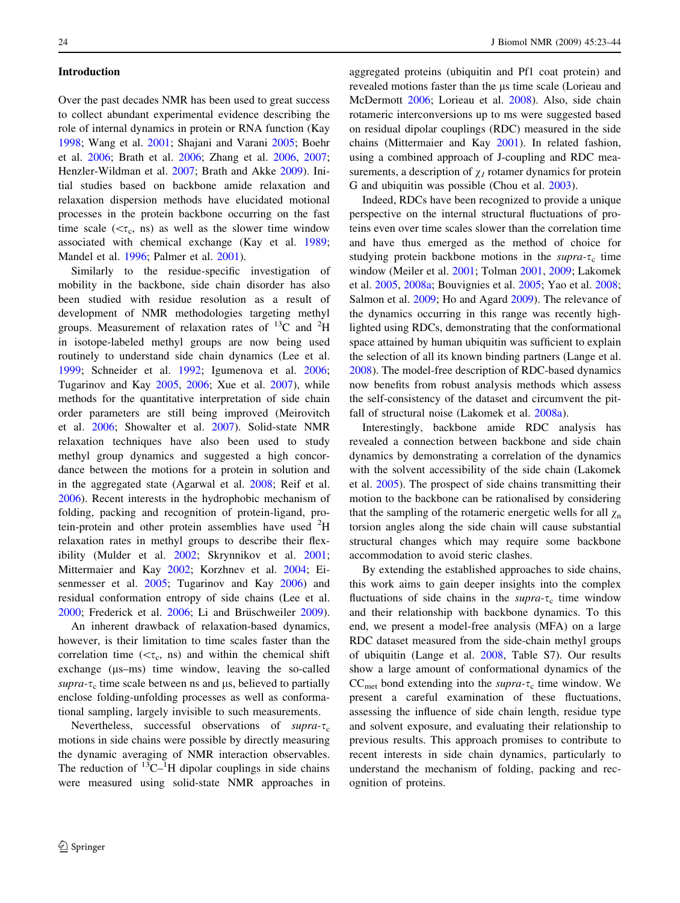## Introduction

Over the past decades NMR has been used to great success to collect abundant experimental evidence describing the role of internal dynamics in protein or RNA function (Kay 1998; Wang et al. 2001; Shajani and Varani 2005; Boehr et al. 2006; Brath et al. 2006; Zhang et al. 2006, 2007; Henzler-Wildman et al. 2007; Brath and Akke 2009). Initial studies based on backbone amide relaxation and relaxation dispersion methods have elucidated motional processes in the protein backbone occurring on the fast time scale ($<\tau_c$, ns) as well as the slower time window associated with chemical exchange (Kay et al. 1989; Mandel et al. 1996; Palmer et al. 2001).

Similarly to the residue-specific investigation of mobility in the backbone, side chain disorder has also been studied with residue resolution as a result of development of NMR methodologies targeting methyl groups. Measurement of relaxation rates of $^{13}$C and $^{2}$H in isotope-labeled methyl groups are now being used routinely to understand side chain dynamics (Lee et al. 1999; Schneider et al. 1992; Igumenova et al. 2006; Tugarinov and Kay 2005, 2006; Xue et al. 2007), while methods for the quantitative interpretation of side chain order parameters are still being improved (Meirovitch et al. 2006; Showalter et al. 2007). Solid-state NMR relaxation techniques have also been used to study methyl group dynamics and suggested a high concordance between the motions for a protein in solution and in the aggregated state (Agarwal et al. 2008; Reif et al. 2006). Recent interests in the hydrophobic mechanism of folding, packing and recognition of protein-ligand, protein-protein and other protein assemblies have used $^{2}$H relaxation rates in methyl groups to describe their flexibility (Mulder et al. 2002; Skrynnikov et al. 2001; Mittermaier and Kay 2002; Korzhnev et al. 2004; Eisenmesser et al. 2005; Tugarinov and Kay 2006) and residual conformation entropy of side chains (Lee et al. 2000; Frederick et al. 2006; Li and Brüschweiler 2009).

An inherent drawback of relaxation-based dynamics, however, is their limitation to time scales faster than the correlation time ($<\tau_c$, ns) and within the chemical shift exchange (μs–ms) time window, leaving the so-called *supra*-$\tau_c$ time scale between ns and μs, believed to partially enclose folding-unfolding processes as well as conformational sampling, largely invisible to such measurements.

Nevertheless, successful observations of *supra*-$\tau_c$ motions in side chains were possible by directly measuring the dynamic averaging of NMR interaction observables. The reduction of $^{13}$C–$^{1}$H dipolar couplings in side chains were measured using solid-state NMR approaches in aggregated proteins (ubiquitin and Pf1 coat protein) and revealed motions faster than the μs time scale (Lorieau and McDermott 2006; Lorieau et al. 2008). Also, side chain rotameric interconversions up to ms were suggested based on residual dipolar couplings (RDC) measured in the side chains (Mittermaier and Kay 2001). In related fashion, using a combined approach of J-coupling and RDC measurements, a description of $\chi_1$ rotamer dynamics for protein G and ubiquitin was possible (Chou et al. 2003).

Indeed, RDCs have been recognized to provide a unique perspective on the internal structural fluctuations of proteins even over time scales slower than the correlation time and have thus emerged as the method of choice for studying protein backbone motions in the *supra*-$\tau_c$ time window (Meiler et al. 2001; Tolman 2001, 2009; Lakomek et al. 2005, 2008a; Bouvignies et al. 2005; Yao et al. 2008; Salmon et al. 2009; Ho and Agard 2009). The relevance of the dynamics occurring in this range was recently highlighted using RDCs, demonstrating that the conformational space attained by human ubiquitin was sufficient to explain the selection of all its known binding partners (Lange et al. 2008). The model-free description of RDC-based dynamics now benefits from robust analysis methods which assess the self-consistency of the dataset and circumvent the pitfall of structural noise (Lakomek et al. 2008a).

Interestingly, backbone amide RDC analysis has revealed a connection between backbone and side chain dynamics by demonstrating a correlation of the dynamics with the solvent accessibility of the side chain (Lakomek et al. 2005). The prospect of side chains transmitting their motion to the backbone can be rationalised by considering that the sampling of the rotameric energetic wells for all $\chi_n$ torsion angles along the side chain will cause substantial structural changes which may require some backbone accommodation to avoid steric clashes.

By extending the established approaches to side chains, this work aims to gain deeper insights into the complex fluctuations of side chains in the *supra*-$\tau_c$ time window and their relationship with backbone dynamics. To this end, we present a model-free analysis (MFA) on a large RDC dataset measured from the side-chain methyl groups of ubiquitin (Lange et al. 2008, Table S7). Our results show a large amount of conformational dynamics of the $CC_{met}$ bond extending into the *supra*-$\tau_c$ time window. We present a careful examination of these fluctuations, assessing the influence of side chain length, residue type and solvent exposure, and evaluating their relationship to previous results. This approach promises to contribute to recent interests in side chain dynamics, particularly to understand the mechanism of folding, packing and recognition of proteins.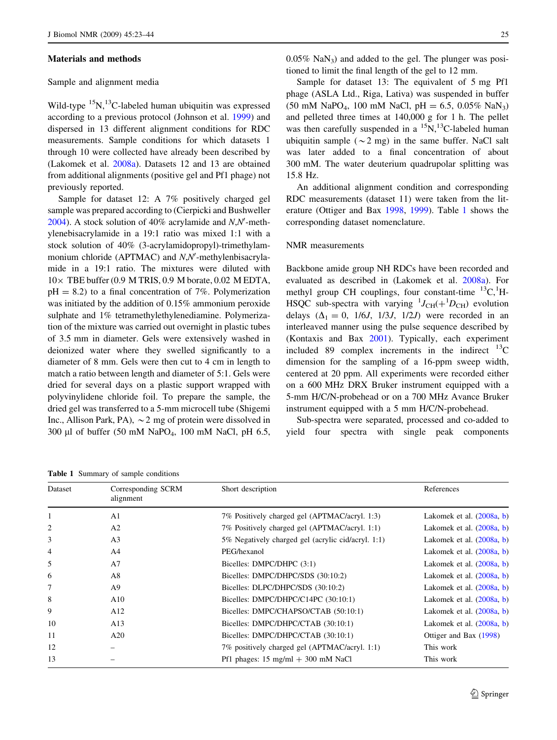## Materials and methods

### Sample and alignment media

Wild-type $^{15}N$,$^{13}C$-labeled human ubiquitin was expressed according to a previous protocol (Johnson et al. 1999) and dispersed in 13 different alignment conditions for RDC measurements. Sample conditions for which datasets 1 through 10 were collected have already been described by (Lakomek et al. 2008a). Datasets 12 and 13 are obtained from additional alignments (positive gel and Pf1 phage) not previously reported.

Sample for dataset 12: A 7% positively charged gel sample was prepared according to (Cierpicki and Bushweller 2004). A stock solution of 40% acrylamide and *N*,*N*′-methylenebisacrylamide in a 19:1 ratio was mixed 1:1 with a stock solution of 40% (3-acrylamidopropyl)-trimethylammonium chloride (APTMAC) and *N*,*N*′-methylenbisacrylamide in a 19:1 ratio. The mixtures were diluted with 10× TBE buffer (0.9 M TRIS, 0.9 M borate, 0.02 M EDTA, pH = 8.2) to a final concentration of 7%. Polymerization was initiated by the addition of 0.15% ammonium peroxide sulphate and 1% tetramethylethylenediamine. Polymerization of the mixture was carried out overnight in plastic tubes of 3.5 mm in diameter. Gels were extensively washed in deionized water where they swelled significantly to a diameter of 8 mm. Gels were then cut to 4 cm in length to match a ratio between length and diameter of 5:1. Gels were dried for several days on a plastic support wrapped with polyvinylidene chloride foil. To prepare the sample, the dried gel was transferred to a 5-mm microcell tube (Shigemi Inc., Allison Park, PA), ~2 mg of protein were dissolved in 300 μl of buffer (50 mM $NaPO_4$, 100 mM NaCl, pH 6.5, 0.05% $NaN_3$) and added to the gel. The plunger was positioned to limit the final length of the gel to 12 mm.

Sample for dataset 13: The equivalent of 5 mg Pf1 phage (ASLA Ltd., Riga, Lativa) was suspended in buffer (50 mM $NaPO_4$, 100 mM NaCl, pH = 6.5, 0.05% $NaN_3$) and pelleted three times at 140,000 g for 1 h. The pellet was then carefully suspended in a $^{15}N$,$^{13}C$-labeled human ubiquitin sample (~2 mg) in the same buffer. NaCl salt was later added to a final concentration of about 300 mM. The water deuterium quadrupolar splitting was 15.8 Hz.

An additional alignment condition and corresponding RDC measurements (dataset 11) were taken from the literature (Ottiger and Bax 1998, 1999). Table 1 shows the corresponding dataset nomenclature.

### NMR measurements

Backbone amide group NH RDCs have been recorded and evaluated as described in (Lakomek et al. 2008a). For methyl group CH couplings, four constant-time $^{13}C$,$^{1}H$-HSQC sub-spectra with varying $^{1}J_{CH}(+^{1}D_{CH})$ evolution delays ($\Delta_1 = 0$, $1/6J$, $1/3J$, $1/2J$) were recorded in an interleaved manner using the pulse sequence described by (Kontaxis and Bax 2001). Typically, each experiment included 89 complex increments in the indirect $^{13}C$ dimension for the sampling of a 16-ppm sweep width, centered at 20 ppm. All experiments were recorded either on a 600 MHz DRX Bruker instrument equipped with a 5-mm H/C/N-probehead or on a 700 MHz Avance Bruker instrument equipped with a 5 mm H/C/N-probehead.

Sub-spectra were separated, processed and co-added to yield four spectra with single peak components

**Table 1** Summary of sample conditions

| Dataset | Corresponding SCRM alignment | Short description | References |
|---|---|---|---|
| 1 | A1 | 7% Positively charged gel (APTMAC/acryl. 1:3) | Lakomek et al. (2008a, b) |
| 2 | A2 | 7% Positively charged gel (APTMAC/acryl. 1:1) | Lakomek et al. (2008a, b) |
| 3 | A3 | 5% Negatively charged gel (acrylic cid/acryl. 1:1) | Lakomek et al. (2008a, b) |
| 4 | A4 | PEG/hexanol | Lakomek et al. (2008a, b) |
| 5 | A7 | Bicelles: DMPC/DHPC (3:1) | Lakomek et al. (2008a, b) |
| 6 | A8 | Bicelles: DMPC/DHPC/SDS (30:10:2) | Lakomek et al. (2008a, b) |
| 7 | A9 | Bicelles: DLPC/DHPC/SDS (30:10:2) | Lakomek et al. (2008a, b) |
| 8 | A10 | Bicelles: DMPC/DHPC/C14PC (30:10:1) | Lakomek et al. (2008a, b) |
| 9 | A12 | Bicelles: DMPC/CHAPSO/CTAB (50:10:1) | Lakomek et al. (2008a, b) |
| 10 | A13 | Bicelles: DMPC/DHPC/CTAB (30:10:1) | Lakomek et al. (2008a, b) |
| 11 | A20 | Bicelles: DMPC/DHPC/CTAB (30:10:1) | Ottiger and Bax (1998) |
| 12 | – | 7% positively charged gel (APTMAC/acryl. 1:1) | This work |
| 13 | – | Pf1 phages: 15 mg/ml + 300 mM NaCl | This work |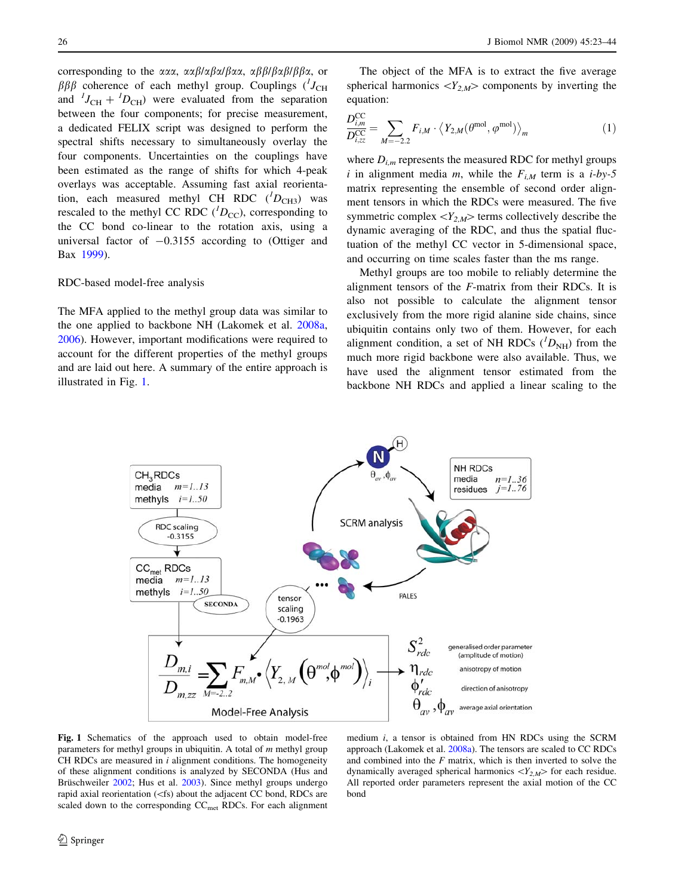corresponding to the $\alpha\alpha\alpha$, $\alpha\beta\beta/\alpha\beta\alpha/\beta\alpha\alpha$, $\alpha\beta\beta/\beta\alpha\beta/\beta\beta\alpha$, or $\beta\beta\beta$ coherence of each methyl group. Couplings ($^{1}J_{CH}$ and $^{1}J_{CH} + {}^{1}D_{CH}$) were evaluated from the separation between the four components; for precise measurement, a dedicated FELIX script was designed to perform the spectral shifts necessary to simultaneously overlay the four components. Uncertainties on the couplings have been estimated as the range of shifts for which 4-peak overlays was acceptable. Assuming fast axial reorientation, each measured methyl CH RDC ($^{1}D_{CH3}$) was rescaled to the methyl CC RDC ($^{1}D_{CC}$), corresponding to the CC bond co-linear to the rotation axis, using a universal factor of −0.3155 according to (Ottiger and Bax 1999).

## RDC-based model-free analysis

The MFA applied to the methyl group data was similar to the one applied to backbone NH (Lakomek et al. 2008a, 2006). However, important modifications were required to account for the different properties of the methyl groups and are laid out here. A summary of the entire approach is illustrated in Fig. 1.

The object of the MFA is to extract the five average spherical harmonics $\langle Y_{2,M}\rangle$ components by inverting the equation:

$$\frac{D^{CC}_{i,m}}{D^{CC}_{i,zz}} = \sum_{M=-2..2} F_{i,M} \cdot \left\langle Y_{2,M}(\theta^{mol}, \varphi^{mol})\right\rangle_m \tag{1}$$

where $D_{i,m}$ represents the measured RDC for methyl groups $i$ in alignment media $m$, while the $F_{i,M}$ term is a $i$-by-5 matrix representing the ensemble of second order alignment tensors in which the RDCs were measured. The five symmetric complex $\langle Y_{2,M}\rangle$ terms collectively describe the dynamic averaging of the RDC, and thus the spatial fluctuation of the methyl CC vector in 5-dimensional space, and occurring on time scales faster than the ms range.

Methyl groups are too mobile to reliably determine the alignment tensors of the $F$-matrix from their RDCs. It is also not possible to calculate the alignment tensor exclusively from the more rigid alanine side chains, since ubiquitin contains only two of them. However, for each alignment condition, a set of NH RDCs ($^{1}D_{NH}$) from the much more rigid backbone were also available. Thus, we have used the alignment tensor estimated from the backbone NH RDCs and applied a linear scaling to the

**Fig. 1** Schematics of the approach used to obtain model-free parameters for methyl groups in ubiquitin. A total of $m$ methyl group CH RDCs are measured in $i$ alignment conditions. The homogeneity of these alignment conditions is analyzed by SECONDA (Hus and Brüschweiler 2002; Hus et al. 2003). Since methyl groups undergo rapid axial reorientation (<fs) about the adjacent CC bond, RDCs are scaled down to the corresponding $CC_{met}$ RDCs. For each alignment medium $i$, a tensor is obtained from HN RDCs using the SCRM approach (Lakomek et al. 2008a). The tensors are scaled to CC RDCs and combined into the $F$ matrix, which is then inverted to solve the dynamically averaged spherical harmonics $\langle Y_{2,M}\rangle$ for each residue. All reported order parameters represent the axial motion of the CC bond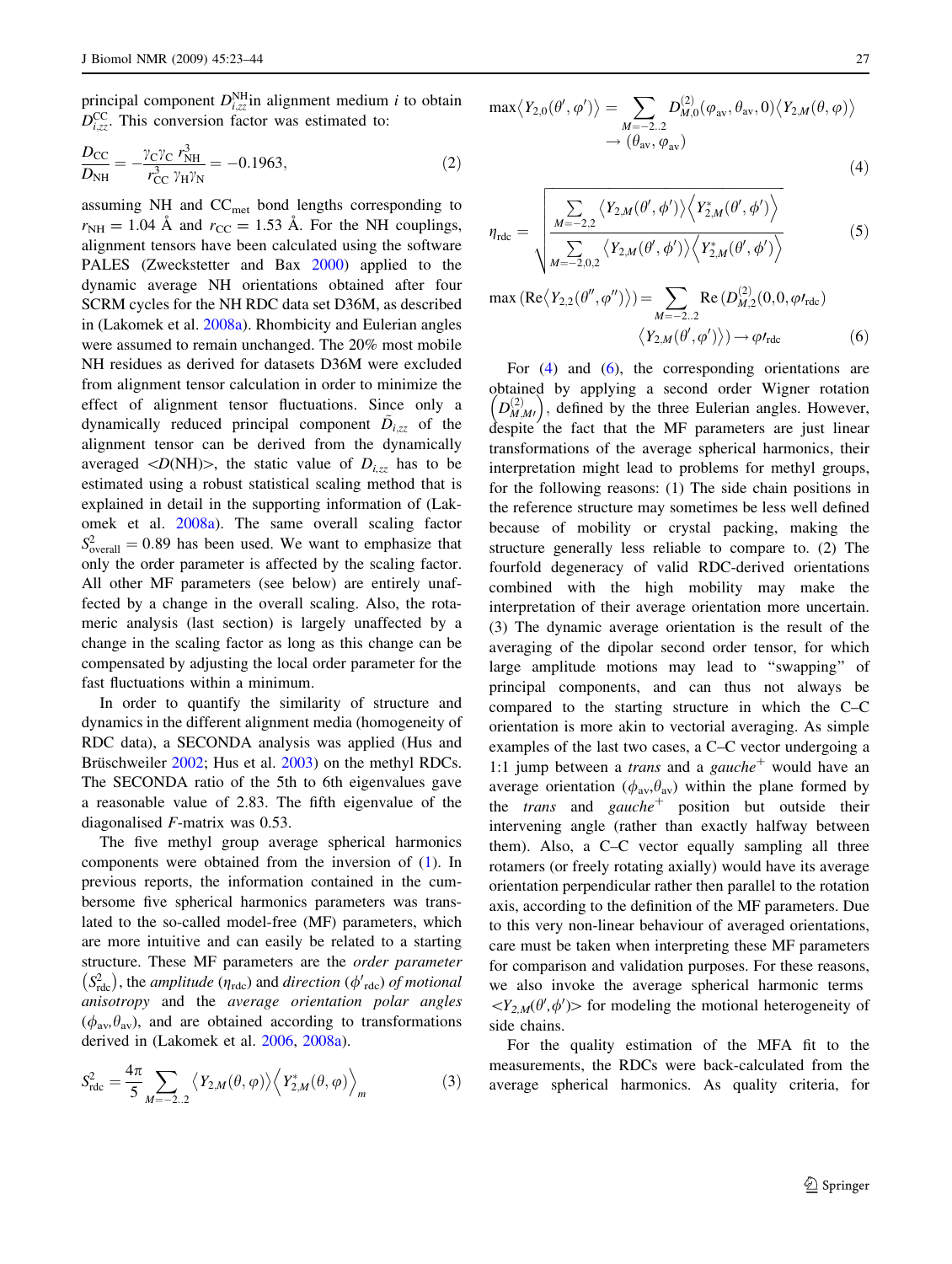principal component $D_{i,zz}^{\mathrm{NH}}$in alignment medium $i$ to obtain $D_{i,zz}^{\mathrm{CC}}$. This conversion factor was estimated to:

$$\frac{D_{\mathrm{CC}}}{D_{\mathrm{NH}}} = -\frac{\gamma_{\mathrm{C}}\gamma_{\mathrm{C}}\, r_{\mathrm{NH}}^3}{r_{\mathrm{CC}}^3\, \gamma_{\mathrm{H}}\gamma_{\mathrm{N}}} = -0.1963, \tag{2}$$

assuming NH and $\mathrm{CC_{met}}$ bond lengths corresponding to $r_{\mathrm{NH}} = 1.04$ Å and $r_{\mathrm{CC}} = 1.53$ Å. For the NH couplings, alignment tensors have been calculated using the software PALES (Zweckstetter and Bax 2000) applied to the dynamic average NH orientations obtained after four SCRM cycles for the NH RDC data set D36M, as described in (Lakomek et al. 2008a). Rhombicity and Eulerian angles were assumed to remain unchanged. The 20% most mobile NH residues as derived for datasets D36M were excluded from alignment tensor calculation in order to minimize the effect of alignment tensor fluctuations. Since only a dynamically reduced principal component $\tilde{D}_{i,zz}$ of the alignment tensor can be derived from the dynamically averaged <D(NH)>, the static value of $D_{i,zz}$ has to be estimated using a robust statistical scaling method that is explained in detail in the supporting information of (Lakomek et al. 2008a). The same overall scaling factor $S^2_{\mathrm{overall}} = 0.89$ has been used. We want to emphasize that only the order parameter is affected by the scaling factor. All other MF parameters (see below) are entirely unaffected by a change in the overall scaling. Also, the rotameric analysis (last section) is largely unaffected by a change in the scaling factor as long as this change can be compensated by adjusting the local order parameter for the fast fluctuations within a minimum.

In order to quantify the similarity of structure and dynamics in the different alignment media (homogeneity of RDC data), a SECONDA analysis was applied (Hus and Brüschweiler 2002; Hus et al. 2003) on the methyl RDCs. The SECONDA ratio of the 5th to 6th eigenvalues gave a reasonable value of 2.83. The fifth eigenvalue of the diagonalised *F*-matrix was 0.53.

The five methyl group average spherical harmonics components were obtained from the inversion of (1). In previous reports, the information contained in the cumbersome five spherical harmonics parameters was translated to the so-called model-free (MF) parameters, which are more intuitive and can easily be related to a starting structure. These MF parameters are the *order parameter* $(S^2_{\mathrm{rdc}})$, the *amplitude* $(\eta_{\mathrm{rdc}})$ and *direction* $(\phi'_{\mathrm{rdc}})$ *of motional anisotropy* and the *average orientation polar angles* $(\phi_{\mathrm{av}},\theta_{\mathrm{av}})$, and are obtained according to transformations derived in (Lakomek et al. 2006, 2008a).

$$S^2_{\mathrm{rdc}} = \frac{4\pi}{5}\sum_{M=-2..2}\left\langle Y_{2,M}(\theta,\varphi)\right\rangle\left\langle Y^*_{2,M}(\theta,\varphi)\right\rangle_m \tag{3}$$

$$\max\left\langle Y_{2,0}(\theta',\varphi')\right\rangle = \sum_{M=-2..2} D^{(2)}_{M,0}(\varphi_{\mathrm{av}},\theta_{\mathrm{av}},0)\left\langle Y_{2,M}(\theta,\varphi)\right\rangle \rightarrow (\theta_{\mathrm{av}},\varphi_{\mathrm{av}}) \tag{4}$$

$$\eta_{\mathrm{rdc}} = \sqrt{\frac{\sum_{M=-2,2}\left\langle Y_{2,M}(\theta',\phi')\right\rangle\left\langle Y^*_{2,M}(\theta',\phi')\right\rangle}{\sum_{M=-2,0,2}\left\langle Y_{2,M}(\theta',\phi')\right\rangle\left\langle Y^*_{2,M}(\theta',\phi')\right\rangle}} \tag{5}$$

$$\max\left(\mathrm{Re}\left\langle Y_{2,2}(\theta'',\varphi'')\right\rangle\right) = \sum_{M=-2..2}\mathrm{Re}\left(D^{(2)}_{M,2}(0,0,\varphi\prime_{\mathrm{rdc}})\left\langle Y_{2,M}(\theta',\varphi')\right\rangle\right) \rightarrow \varphi\prime_{\mathrm{rdc}} \tag{6}$$

For (4) and (6), the corresponding orientations are obtained by applying a second order Wigner rotation $\left(D^{(2)}_{M,M\prime}\right)$, defined by the three Eulerian angles. However, despite the fact that the MF parameters are just linear transformations of the average spherical harmonics, their interpretation might lead to problems for methyl groups, for the following reasons: (1) The side chain positions in the reference structure may sometimes be less well defined because of mobility or crystal packing, making the structure generally less reliable to compare to. (2) The fourfold degeneracy of valid RDC-derived orientations combined with the high mobility may make the interpretation of their average orientation more uncertain. (3) The dynamic average orientation is the result of the averaging of the dipolar second order tensor, for which large amplitude motions may lead to "swapping" of principal components, and can thus not always be compared to the starting structure in which the C–C orientation is more akin to vectorial averaging. As simple examples of the last two cases, a C–C vector undergoing a 1:1 jump between a *trans* and a *gauche*$^{+}$ would have an average orientation $(\phi_{\mathrm{av}},\theta_{\mathrm{av}})$ within the plane formed by the *trans* and *gauche*$^{+}$ position but outside their intervening angle (rather than exactly halfway between them). Also, a C–C vector equally sampling all three rotamers (or freely rotating axially) would have its average orientation perpendicular rather then parallel to the rotation axis, according to the definition of the MF parameters. Due to this very non-linear behaviour of averaged orientations, care must be taken when interpreting these MF parameters for comparison and validation purposes. For these reasons, we also invoke the average spherical harmonic terms $<Y_{2,M}(\theta',\phi')>$ for modeling the motional heterogeneity of side chains.

For the quality estimation of the MFA fit to the measurements, the RDCs were back-calculated from the average spherical harmonics. As quality criteria, for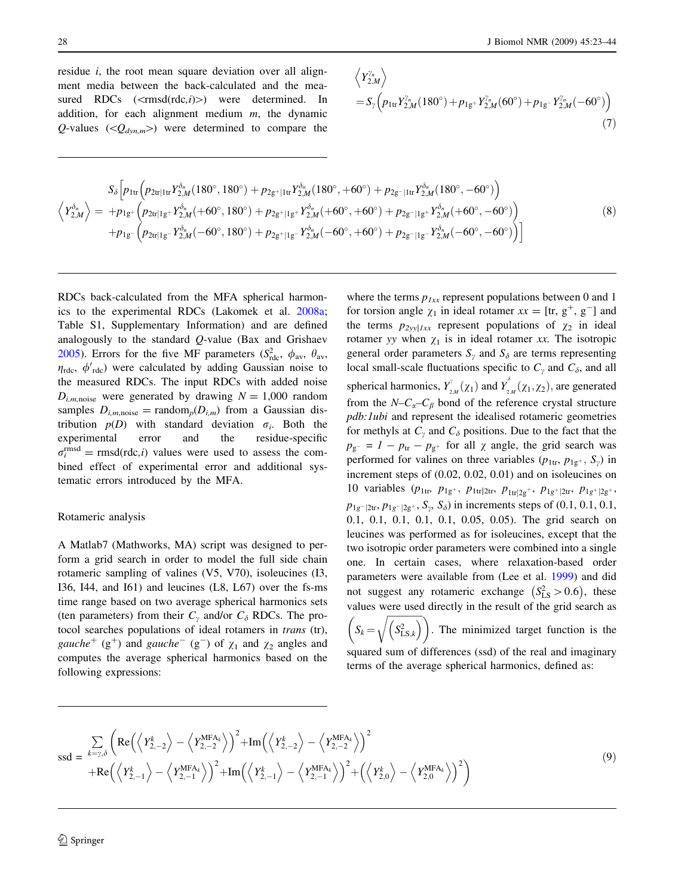residue $i$, the root mean square deviation over all alignment media between the back-calculated and the measured RDCs (<rmsd(rdc,$i$)>) were determined. In addition, for each alignment medium $m$, the dynamic $Q$-values ($<Q_{dyn,m}>$) were determined to compare the RDCs back-calculated from the MFA spherical harmonics to the experimental RDCs (Lakomek et al. 2008a; Table S1, Supplementary Information) and are defined analogously to the standard $Q$-value (Bax and Grishaev 2005). Errors for the five MF parameters ($S^2_{\mathrm{rdc}}$, $\phi_{\mathrm{av}}$, $\theta_{\mathrm{av}}$, $\eta_{\mathrm{rdc}}$, $\phi'_{\mathrm{rdc}}$) were calculated by adding Gaussian noise to the measured RDCs. The input RDCs with added noise $D_{i,m,\mathrm{noise}}$ were generated by drawing $N = 1{,}000$ random samples $D_{i,m,\mathrm{noise}} = \mathrm{random}_p(D_{i,m})$ from a Gaussian distribution $p(D)$ with standard deviation $\sigma_i$. Both the experimental error and the residue-specific $\sigma_i^{\mathrm{rmsd}} = \mathrm{rmsd(rdc},i)$ values were used to assess the combined effect of experimental error and additional systematic errors introduced by the MFA.

## Rotameric analysis

A Matlab7 (Mathworks, MA) script was designed to perform a grid search in order to model the full side chain rotameric sampling of valines (V5, V70), isoleucines (I3, I36, I44, and I61) and leucines (L8, L67) over the fs-ms time range based on two average spherical harmonics sets (ten parameters) from their $C_\gamma$ and/or $C_\delta$ RDCs. The protocol searches populations of ideal rotamers in *trans* (tr), *gauche*$^+$ ($\mathrm{g}^+$) and *gauche*$^-$ ($\mathrm{g}^-$) of $\chi_1$ and $\chi_2$ angles and computes the average spherical harmonics based on the following expressions:

$$\left\langle Y_{2,M}^{\gamma_n} \right\rangle = S_\gamma \left( p_{1\mathrm{tr}} Y_{2,M}^{\gamma_n}(180^\circ) + p_{1\mathrm{g}^+} Y_{2,M}^{\gamma_n}(60^\circ) + p_{1\mathrm{g}^-} Y_{2,M}^{\gamma_n}(-60^\circ) \right) \tag{7}$$

$$\begin{aligned}
\left\langle Y_{2,M}^{\delta_n} \right\rangle = \; & S_\delta \Big[ p_{1\mathrm{tr}} \Big( p_{2\mathrm{tr}|1\mathrm{tr}} Y_{2,M}^{\delta_n}(180^\circ, 180^\circ) + p_{2\mathrm{g}^+|1\mathrm{tr}} Y_{2,M}^{\delta_n}(180^\circ, +60^\circ) + p_{2\mathrm{g}^-|1\mathrm{tr}} Y_{2,M}^{\delta_n}(180^\circ, -60^\circ) \Big) \\
& + p_{1\mathrm{g}^+} \Big( p_{2\mathrm{tr}|1\mathrm{g}^+} Y_{2,M}^{\delta_n}(+60^\circ, 180^\circ) + p_{2\mathrm{g}^+|1\mathrm{g}^+} Y_{2,M}^{\delta_n}(+60^\circ, +60^\circ) + p_{2\mathrm{g}^-|1\mathrm{g}^+} Y_{2,M}^{\delta_n}(+60^\circ, -60^\circ) \Big) \\
& + p_{1\mathrm{g}^-} \Big( p_{2\mathrm{tr}|1\mathrm{g}^-} Y_{2,M}^{\delta_n}(-60^\circ, 180^\circ) + p_{2\mathrm{g}^+|1\mathrm{g}^-} Y_{2,M}^{\delta_n}(-60^\circ, +60^\circ) + p_{2\mathrm{g}^-|1\mathrm{g}^-} Y_{2,M}^{\delta_n}(-60^\circ, -60^\circ) \Big) \Big]
\end{aligned} \tag{8}$$

where the terms $p_{1xx}$ represent populations between 0 and 1 for torsion angle $\chi_1$ in ideal rotamer $xx$ = [tr, $\mathrm{g}^+$, $\mathrm{g}^-$] and the terms $p_{2yy|1xx}$ represent populations of $\chi_2$ in ideal rotamer $yy$ when $\chi_1$ is in ideal rotamer $xx$. The isotropic general order parameters $S_\gamma$ and $S_\delta$ are terms representing local small-scale fluctuations specific to $C_\gamma$ and $C_\delta$, and all spherical harmonics, $Y_{2,M}^{\gamma}(\chi_1)$ and $Y_{2,M}^{\delta}(\chi_1, \chi_2)$, are generated from the $N$–$C_\alpha$–$C_\beta$ bond of the reference crystal structure *pdb:1ubi* and represent the idealised rotameric geometries for methyls at $C_\gamma$ and $C_\delta$ positions. Due to the fact that the $p_{\mathrm{g}^-} = 1 - p_{\mathrm{tr}} - p_{\mathrm{g}^+}$ for all $\chi$ angle, the grid search was performed for valines on three variables ($p_{1\mathrm{tr}}$, $p_{1\mathrm{g}^+}$, $S_\gamma$) in increment steps of (0.02, 0.02, 0.01) and on isoleucines on 10 variables ($p_{1\mathrm{tr}}$, $p_{1\mathrm{g}^+}$, $p_{1\mathrm{tr}|2\mathrm{tr}}$, $p_{1\mathrm{tr}|2\mathrm{g}^+}$, $p_{1\mathrm{g}^+|2\mathrm{tr}}$, $p_{1\mathrm{g}^+|2\mathrm{g}^+}$, $p_{1\mathrm{g}^-|2\mathrm{tr}}$, $p_{1\mathrm{g}^-|2\mathrm{g}^+}$, $S_\gamma$, $S_\delta$) in increments steps of (0.1, 0.1, 0.1, 0.1, 0.1, 0.1, 0.1, 0.1, 0.05, 0.05). The grid search on leucines was performed as for isoleucines, except that the two isotropic order parameters were combined into a single one. In certain cases, where relaxation-based order parameters were available from (Lee et al. 1999) and did not suggest any rotameric exchange $\left(S^2_{\mathrm{LS}} > 0.6\right)$, these values were used directly in the result of the grid search as $\left(S_k = \sqrt{\left(S^2_{\mathrm{LS},k}\right)}\right)$. The minimized target function is the squared sum of differences (ssd) of the real and imaginary terms of the average spherical harmonics, defined as:

$$\mathrm{ssd} = \sum_{k=\gamma,\delta} \left( \begin{aligned} & \mathrm{Re}\left( \left\langle Y_{2,-2}^{k} \right\rangle - \left\langle Y_{2,-2}^{\mathrm{MFA}_k} \right\rangle \right)^2 + \mathrm{Im}\left( \left\langle Y_{2,-2}^{k} \right\rangle - \left\langle Y_{2,-2}^{\mathrm{MFA}_k} \right\rangle \right)^2 \\ & + \mathrm{Re}\left( \left\langle Y_{2,-1}^{k} \right\rangle - \left\langle Y_{2,-1}^{\mathrm{MFA}_k} \right\rangle \right)^2 + \mathrm{Im}\left( \left\langle Y_{2,-1}^{k} \right\rangle - \left\langle Y_{2,-1}^{\mathrm{MFA}_k} \right\rangle \right)^2 + \left( \left\langle Y_{2,0}^{k} \right\rangle - \left\langle Y_{2,0}^{\mathrm{MFA}_k} \right\rangle \right)^2 \end{aligned} \right) \tag{9}$$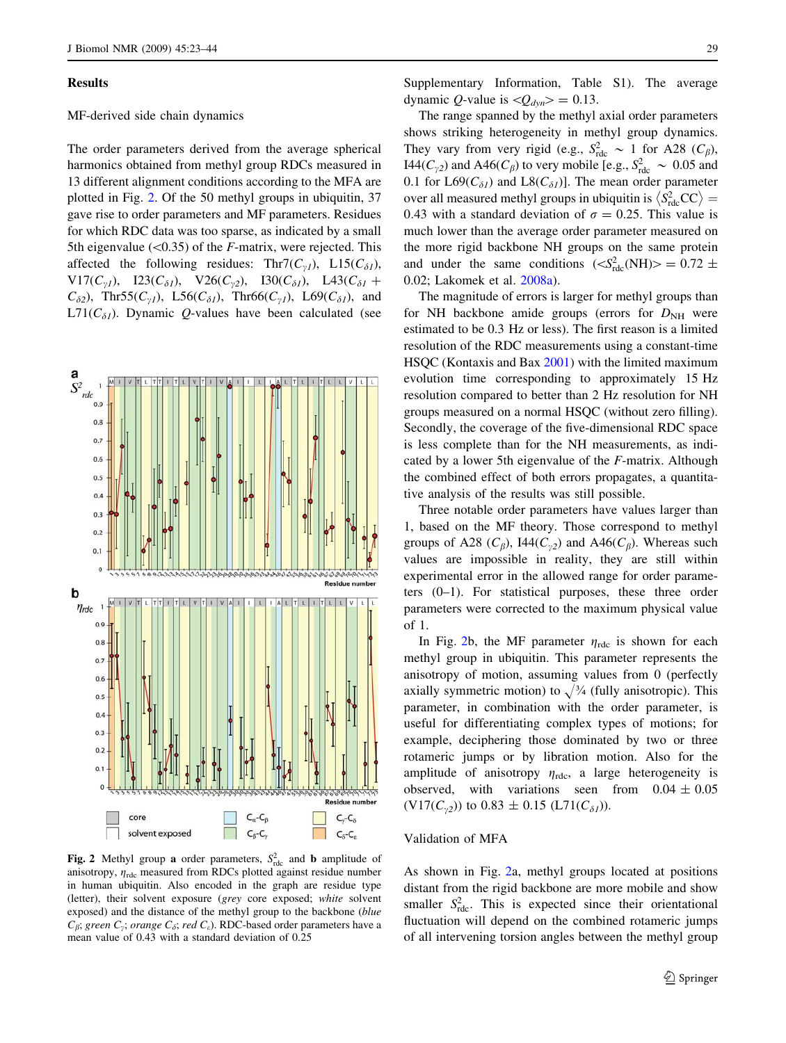## Results

### MF-derived side chain dynamics

The order parameters derived from the average spherical harmonics obtained from methyl group RDCs measured in 13 different alignment conditions according to the MFA are plotted in Fig. 2. Of the 50 methyl groups in ubiquitin, 37 gave rise to order parameters and MF parameters. Residues for which RDC data was too sparse, as indicated by a small 5th eigenvalue (<0.35) of the *F*-matrix, were rejected. This affected the following residues: Thr7($C_{\gamma 1}$), L15($C_{\delta 1}$), V17($C_{\gamma 1}$), I23($C_{\delta 1}$), V26($C_{\gamma 2}$), I30($C_{\delta 1}$), L43($C_{\delta 1}$ + $C_{\delta 2}$), Thr55($C_{\gamma 1}$), L56($C_{\delta 1}$), Thr66($C_{\gamma 1}$), L69($C_{\delta 1}$), and L71($C_{\delta 1}$). Dynamic *Q*-values have been calculated (see Supplementary Information, Table S1). The average dynamic *Q*-value is $<Q_{dyn}> = 0.13$.

Fig. 2 Methyl group **a** order parameters, $S^2_{\mathrm{rdc}}$ and **b** amplitude of anisotropy, $\eta_{\mathrm{rdc}}$ measured from RDCs plotted against residue number in human ubiquitin. Also encoded in the graph are residue type (letter), their solvent exposure (*grey* core exposed; *white* solvent exposed) and the distance of the methyl group to the backbone (*blue* $C_\beta$; *green* $C_\gamma$; *orange* $C_\delta$; *red* $C_\varepsilon$). RDC-based order parameters have a mean value of 0.43 with a standard deviation of 0.25

The range spanned by the methyl axial order parameters shows striking heterogeneity in methyl group dynamics. They vary from very rigid (e.g., $S^2_{\mathrm{rdc}} \sim 1$ for A28 ($C_\beta$), I44($C_{\gamma 2}$) and A46($C_\beta$) to very mobile [e.g., $S^2_{\mathrm{rdc}} \sim 0.05$ and 0.1 for L69($C_{\delta 1}$) and L8($C_{\delta 1}$)]. The mean order parameter over all measured methyl groups in ubiquitin is $\langle S^2_{\mathrm{rdc}}\mathrm{CC}\rangle = 0.43$ with a standard deviation of $\sigma = 0.25$. This value is much lower than the average order parameter measured on the more rigid backbone NH groups on the same protein and under the same conditions ($<S^2_{\mathrm{rdc}}(\mathrm{NH})> = 0.72 \pm 0.02$; Lakomek et al. 2008a).

The magnitude of errors is larger for methyl groups than for NH backbone amide groups (errors for $D_{\mathrm{NH}}$ were estimated to be 0.3 Hz or less). The first reason is a limited resolution of the RDC measurements using a constant-time HSQC (Kontaxis and Bax 2001) with the limited maximum evolution time corresponding to approximately 15 Hz resolution compared to better than 2 Hz resolution for NH groups measured on a normal HSQC (without zero filling). Secondly, the coverage of the five-dimensional RDC space is less complete than for the NH measurements, as indicated by a lower 5th eigenvalue of the *F*-matrix. Although the combined effect of both errors propagates, a quantitative analysis of the results was still possible.

Three notable order parameters have values larger than 1, based on the MF theory. Those correspond to methyl groups of A28 ($C_\beta$), I44($C_{\gamma 2}$) and A46($C_\beta$). Whereas such values are impossible in reality, they are still within experimental error in the allowed range for order parameters (0–1). For statistical purposes, these three order parameters were corrected to the maximum physical value of 1.

In Fig. 2b, the MF parameter $\eta_{\mathrm{rdc}}$ is shown for each methyl group in ubiquitin. This parameter represents the anisotropy of motion, assuming values from 0 (perfectly axially symmetric motion) to $\sqrt{3/4}$ (fully anisotropic). This parameter, in combination with the order parameter, is useful for differentiating complex types of motions; for example, deciphering those dominated by two or three rotameric jumps or by libration motion. Also for the amplitude of anisotropy $\eta_{\mathrm{rdc}}$, a large heterogeneity is observed, with variations seen from $0.04 \pm 0.05$ (V17($C_{\gamma 2}$)) to $0.83 \pm 0.15$ (L71($C_{\delta 1}$)).

### Validation of MFA

As shown in Fig. 2a, methyl groups located at positions distant from the rigid backbone are more mobile and show smaller $S^2_{\mathrm{rdc}}$. This is expected since their orientational fluctuation will depend on the combined rotameric jumps of all intervening torsion angles between the methyl group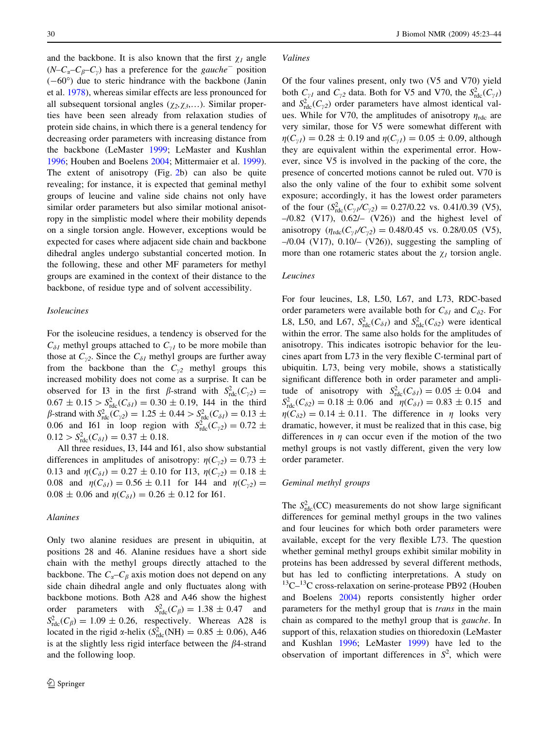and the backbone. It is also known that the first $\chi_1$ angle ($N$–$C_\alpha$–$C_\beta$–$C_\gamma$) has a preference for the *gauche*$^-$ position ($-60°$) due to steric hindrance with the backbone (Janin et al. 1978), whereas similar effects are less pronounced for all subsequent torsional angles ($\chi_2, \chi_3, \ldots$). Similar properties have been seen already from relaxation studies of protein side chains, in which there is a general tendency for decreasing order parameters with increasing distance from the backbone (LeMaster 1999; LeMaster and Kushlan 1996; Houben and Boelens 2004; Mittermaier et al. 1999). The extent of anisotropy (Fig. 2b) can also be quite revealing; for instance, it is expected that geminal methyl groups of leucine and valine side chains not only have similar order parameters but also similar motional anisotropy in the simplistic model where their mobility depends on a single torsion angle. However, exceptions would be expected for cases where adjacent side chain and backbone dihedral angles undergo substantial concerted motion. In the following, these and other MF parameters for methyl groups are examined in the context of their distance to the backbone, of residue type and of solvent accessibility.

### Isoleucines

For the isoleucine residues, a tendency is observed for the $C_{\delta 1}$ methyl groups attached to $C_{\gamma 1}$ to be more mobile than those at $C_{\gamma 2}$. Since the $C_{\delta 1}$ methyl groups are further away from the backbone than the $C_{\gamma 2}$ methyl groups this increased mobility does not come as a surprise. It can be observed for I3 in the first $\beta$-strand with $S^2_{\mathrm{rdc}}(C_{\gamma 2}) = 0.67 \pm 0.15 > S^2_{\mathrm{rdc}}(C_{\delta 1}) = 0.30 \pm 0.19$, I44 in the third $\beta$-strand with $S^2_{\mathrm{rdc}}(C_{\gamma 2}) = 1.25 \pm 0.44 > S^2_{\mathrm{rdc}}(C_{\delta 1}) = 0.13 \pm 0.06$ and I61 in loop region with $S^2_{\mathrm{rdc}}(C_{\gamma 2}) = 0.72 \pm 0.12 > S^2_{\mathrm{rdc}}(C_{\delta 1}) = 0.37 \pm 0.18$.

All three residues, I3, I44 and I61, also show substantial differences in amplitudes of anisotropy: $\eta(C_{\gamma 2}) = 0.73 \pm 0.13$ and $\eta(C_{\delta 1}) = 0.27 \pm 0.10$ for I13, $\eta(C_{\gamma 2}) = 0.18 \pm 0.08$ and $\eta(C_{\delta 1}) = 0.56 \pm 0.11$ for I44 and $\eta(C_{\gamma 2}) = 0.08 \pm 0.06$ and $\eta(C_{\delta 1}) = 0.26 \pm 0.12$ for I61.

### Alanines

Only two alanine residues are present in ubiquitin, at positions 28 and 46. Alanine residues have a short side chain with the methyl groups directly attached to the backbone. The $C_\alpha$–$C_\beta$ axis motion does not depend on any side chain dihedral angle and only fluctuates along with backbone motions. Both A28 and A46 show the highest order parameters with $S^2_{\mathrm{rdc}}(C_\beta) = 1.38 \pm 0.47$ and $S^2_{\mathrm{rdc}}(C_\beta) = 1.09 \pm 0.26$, respectively. Whereas A28 is located in the rigid α-helix ($S^2_{\mathrm{rdc}}(\mathrm{NH}) = 0.85 \pm 0.06$), A46 is at the slightly less rigid interface between the $\beta$4-strand and the following loop.

### Valines

Of the four valines present, only two (V5 and V70) yield both $C_{\gamma 1}$ and $C_{\gamma 2}$ data. Both for V5 and V70, the $S^2_{\mathrm{rdc}}(C_{\gamma 1})$ and $S^2_{\mathrm{rdc}}(C_{\gamma 2})$ order parameters have almost identical values. While for V70, the amplitudes of anisotropy $\eta_{\mathrm{rdc}}$ are very similar, those for V5 were somewhat different with $\eta(C_{\gamma 1}) = 0.28 \pm 0.19$ and $\eta(C_{\gamma 1}) = 0.05 \pm 0.09$, although they are equivalent within the experimental error. However, since V5 is involved in the packing of the core, the presence of concerted motions cannot be ruled out. V70 is also the only valine of the four to exhibit some solvent exposure; accordingly, it has the lowest order parameters of the four ($S^2_{\mathrm{rdc}}(C_{\gamma 1}/C_{\gamma 2}) = 0.27/0.22$ vs. 0.41/0.39 (V5), –/0.82 (V17), 0.62/– (V26)) and the highest level of anisotropy ($\eta_{\mathrm{rdc}}(C_{\gamma 1}/C_{\gamma 2}) = 0.48/0.45$ vs. 0.28/0.05 (V5), –/0.04 (V17), 0.10/– (V26)), suggesting the sampling of more than one rotameric states about the $\chi_1$ torsion angle.

### Leucines

For four leucines, L8, L50, L67, and L73, RDC-based order parameters were available both for $C_{\delta 1}$ and $C_{\delta 2}$. For L8, L50, and L67, $S^2_{\mathrm{rdc}}(C_{\delta 1})$ and $S^2_{\mathrm{rdc}}(C_{\delta 2})$ were identical within the error. The same also holds for the amplitudes of anisotropy. This indicates isotropic behavior for the leucines apart from L73 in the very flexible C-terminal part of ubiquitin. L73, being very mobile, shows a statistically significant difference both in order parameter and amplitude of anisotropy with $S^2_{\mathrm{rdc}}(C_{\delta 1}) = 0.05 \pm 0.04$ and $S^2_{\mathrm{rdc}}(C_{\delta 2}) = 0.18 \pm 0.06$ and $\eta(C_{\delta 1}) = 0.83 \pm 0.15$ and $\eta(C_{\delta 2}) = 0.14 \pm 0.11$. The difference in $\eta$ looks very dramatic, however, it must be realized that in this case, big differences in $\eta$ can occur even if the motion of the two methyl groups is not vastly different, given the very low order parameter.

### Geminal methyl groups

The $S^2_{\mathrm{rdc}}(\mathrm{CC})$ measurements do not show large significant differences for geminal methyl groups in the two valines and four leucines for which both order parameters were available, except for the very flexible L73. The question whether geminal methyl groups exhibit similar mobility in proteins has been addressed by several different methods, but has led to conflicting interpretations. A study on $^{13}$C–$^{13}$C cross-relaxation on serine-protease PB92 (Houben and Boelens 2004) reports consistently higher order parameters for the methyl group that is *trans* in the main chain as compared to the methyl group that is *gauche*. In support of this, relaxation studies on thioredoxin (LeMaster and Kushlan 1996; LeMaster 1999) have led to the observation of important differences in $S^2$, which were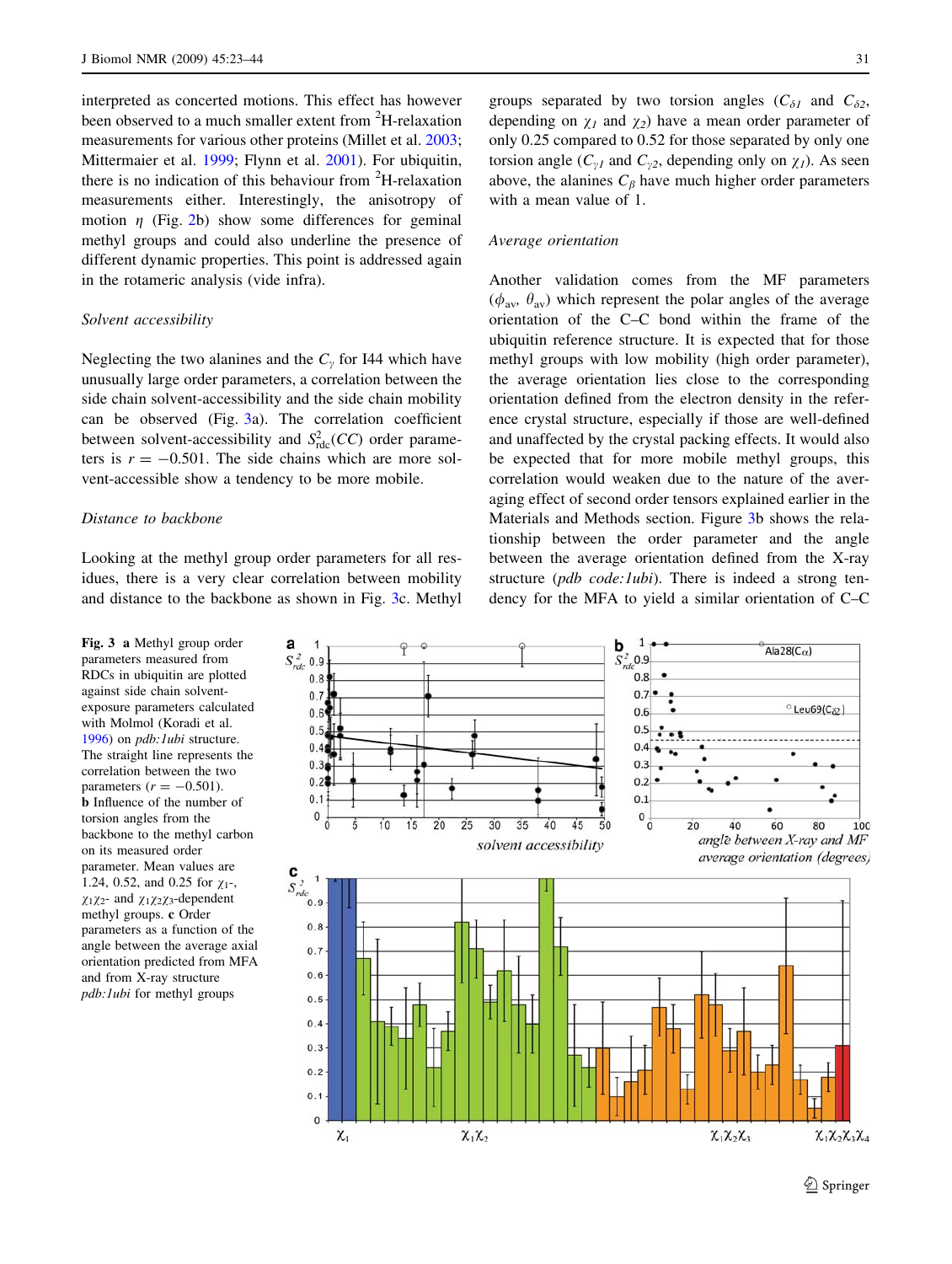interpreted as concerted motions. This effect has however been observed to a much smaller extent from $^{2}$H-relaxation measurements for various other proteins (Millet et al. 2003; Mittermaier et al. 1999; Flynn et al. 2001). For ubiquitin, there is no indication of this behaviour from $^{2}$H-relaxation measurements either. Interestingly, the anisotropy of motion $\eta$ (Fig. 2b) show some differences for geminal methyl groups and could also underline the presence of different dynamic properties. This point is addressed again in the rotameric analysis (vide infra).

### Solvent accessibility

Neglecting the two alanines and the $C_{\gamma}$ for I44 which have unusually large order parameters, a correlation between the side chain solvent-accessibility and the side chain mobility can be observed (Fig. 3a). The correlation coefficient between solvent-accessibility and $S^{2}_{\mathrm{rdc}}(CC)$ order parameters is $r = -0.501$. The side chains which are more solvent-accessible show a tendency to be more mobile.

### Distance to backbone

Looking at the methyl group order parameters for all residues, there is a very clear correlation between mobility and distance to the backbone as shown in Fig. 3c. Methyl groups separated by two torsion angles ($C_{\delta 1}$ and $C_{\delta 2}$, depending on $\chi_1$ and $\chi_2$) have a mean order parameter of only 0.25 compared to 0.52 for those separated by only one torsion angle ($C_{\gamma 1}$ and $C_{\gamma 2}$, depending only on $\chi_1$). As seen above, the alanines $C_{\beta}$ have much higher order parameters with a mean value of 1.

### Average orientation

Another validation comes from the MF parameters ($\phi_{\mathrm{av}}$, $\theta_{\mathrm{av}}$) which represent the polar angles of the average orientation of the C–C bond within the frame of the ubiquitin reference structure. It is expected that for those methyl groups with low mobility (high order parameter), the average orientation lies close to the corresponding orientation defined from the electron density in the reference crystal structure, especially if those are well-defined and unaffected by the crystal packing effects. It would also be expected that for more mobile methyl groups, this correlation would weaken due to the nature of the averaging effect of second order tensors explained earlier in the Materials and Methods section. Figure 3b shows the relationship between the order parameter and the angle between the average orientation defined from the X-ray structure (*pdb code:1ubi*). There is indeed a strong tendency for the MFA to yield a similar orientation of C–C

**Fig. 3** **a** Methyl group order parameters measured from RDCs in ubiquitin are plotted against side chain solvent-exposure parameters calculated with Molmol (Koradi et al. 1996) on *pdb:1ubi* structure. The straight line represents the correlation between the two parameters ($r = -0.501$). **b** Influence of the number of torsion angles from the backbone to the methyl carbon on its measured order parameter. Mean values are 1.24, 0.52, and 0.25 for $\chi_1$-, $\chi_1\chi_2$- and $\chi_1\chi_2\chi_3$-dependent methyl groups. **c** Order parameters as a function of the angle between the average axial orientation predicted from MFA and from X-ray structure *pdb:1ubi* for methyl groups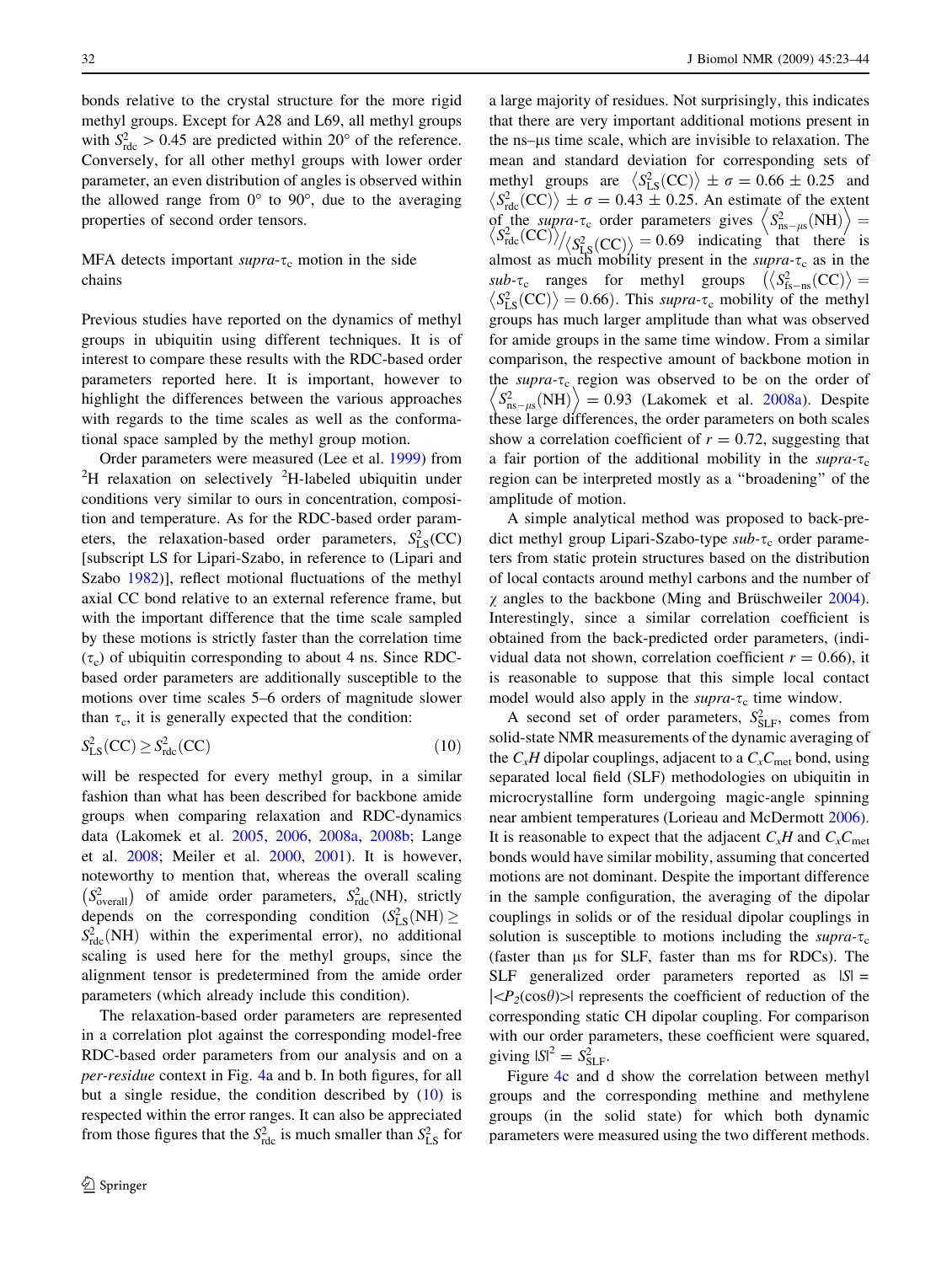bonds relative to the crystal structure for the more rigid methyl groups. Except for A28 and L69, all methyl groups with $S^2_{\mathrm{rdc}} > 0.45$ are predicted within 20° of the reference. Conversely, for all other methyl groups with lower order parameter, an even distribution of angles is observed within the allowed range from 0° to 90°, due to the averaging properties of second order tensors.

### MFA detects important *supra*-$\tau_c$ motion in the side chains

Previous studies have reported on the dynamics of methyl groups in ubiquitin using different techniques. It is of interest to compare these results with the RDC-based order parameters reported here. It is important, however to highlight the differences between the various approaches with regards to the time scales as well as the conformational space sampled by the methyl group motion.

Order parameters were measured (Lee et al. 1999) from $^2$H relaxation on selectively $^2$H-labeled ubiquitin under conditions very similar to ours in concentration, composition and temperature. As for the RDC-based order parameters, the relaxation-based order parameters, $S^2_{\mathrm{LS}}(\mathrm{CC})$ [subscript LS for Lipari-Szabo, in reference to (Lipari and Szabo 1982)], reflect motional fluctuations of the methyl axial CC bond relative to an external reference frame, but with the important difference that the time scale sampled by these motions is strictly faster than the correlation time ($\tau_c$) of ubiquitin corresponding to about 4 ns. Since RDC-based order parameters are additionally susceptible to the motions over time scales 5–6 orders of magnitude slower than $\tau_c$, it is generally expected that the condition:

$$S^2_{\mathrm{LS}}(\mathrm{CC}) \geq S^2_{\mathrm{rdc}}(\mathrm{CC}) \tag{10}$$

will be respected for every methyl group, in a similar fashion than what has been described for backbone amide groups when comparing relaxation and RDC-dynamics data (Lakomek et al. 2005, 2006, 2008a, 2008b; Lange et al. 2008; Meiler et al. 2000, 2001). It is however, noteworthy to mention that, whereas the overall scaling $\left(S^2_{\mathrm{overall}}\right)$ of amide order parameters, $S^2_{\mathrm{rdc}}(\mathrm{NH})$, strictly depends on the corresponding condition ($S^2_{\mathrm{LS}}(\mathrm{NH}) \geq S^2_{\mathrm{rdc}}(\mathrm{NH})$ within the experimental error), no additional scaling is used here for the methyl groups, since the alignment tensor is predetermined from the amide order parameters (which already include this condition).

The relaxation-based order parameters are represented in a correlation plot against the corresponding model-free RDC-based order parameters from our analysis and on a *per-residue* context in Fig. 4a and b. In both figures, for all but a single residue, the condition described by (10) is respected within the error ranges. It can also be appreciated from those figures that the $S^2_{\mathrm{rdc}}$ is much smaller than $S^2_{\mathrm{LS}}$ for a large majority of residues. Not surprisingly, this indicates that there are very important additional motions present in the ns–μs time scale, which are invisible to relaxation. The mean and standard deviation for corresponding sets of methyl groups are $\langle S^2_{\mathrm{LS}}(\mathrm{CC})\rangle \pm \sigma = 0.66 \pm 0.25$ and $\langle S^2_{\mathrm{rdc}}(\mathrm{CC})\rangle \pm \sigma = 0.43 \pm 0.25$. An estimate of the extent of the *supra*-$\tau_c$ order parameters gives $\left\langle S^2_{\mathrm{ns-\mu s}}(\mathrm{NH})\right\rangle = \langle S^2_{\mathrm{rdc}}(\mathrm{CC})\rangle / \langle S^2_{\mathrm{LS}}(\mathrm{CC})\rangle = 0.69$ indicating that there is almost as much mobility present in the *supra*-$\tau_c$ as in the *sub*-$\tau_c$ ranges for methyl groups $\left(\langle S^2_{\mathrm{fs-ns}}(\mathrm{CC})\rangle = \langle S^2_{\mathrm{LS}}(\mathrm{CC})\rangle = 0.66\right)$. This *supra*-$\tau_c$ mobility of the methyl groups has much larger amplitude than what was observed for amide groups in the same time window. From a similar comparison, the respective amount of backbone motion in the *supra*-$\tau_c$ region was observed to be on the order of $\left\langle S^2_{\mathrm{ns-\mu s}}(\mathrm{NH})\right\rangle = 0.93$ (Lakomek et al. 2008a). Despite these large differences, the order parameters on both scales show a correlation coefficient of $r = 0.72$, suggesting that a fair portion of the additional mobility in the *supra*-$\tau_c$ region can be interpreted mostly as a "broadening" of the amplitude of motion.

A simple analytical method was proposed to back-predict methyl group Lipari-Szabo-type *sub*-$\tau_c$ order parameters from static protein structures based on the distribution of local contacts around methyl carbons and the number of $\chi$ angles to the backbone (Ming and Brüschweiler 2004). Interestingly, since a similar correlation coefficient is obtained from the back-predicted order parameters, (individual data not shown, correlation coefficient $r = 0.66$), it is reasonable to suppose that this simple local contact model would also apply in the *supra*-$\tau_c$ time window.

A second set of order parameters, $S^2_{\mathrm{SLF}}$, comes from solid-state NMR measurements of the dynamic averaging of the $C_xH$ dipolar couplings, adjacent to a $C_xC_{\mathrm{met}}$ bond, using separated local field (SLF) methodologies on ubiquitin in microcrystalline form undergoing magic-angle spinning near ambient temperatures (Lorieau and McDermott 2006). It is reasonable to expect that the adjacent $C_xH$ and $C_xC_{\mathrm{met}}$ bonds would have similar mobility, assuming that concerted motions are not dominant. Despite the important difference in the sample configuration, the averaging of the dipolar couplings in solids or of the residual dipolar couplings in solution is susceptible to motions including the *supra*-$\tau_c$ (faster than μs for SLF, faster than ms for RDCs). The SLF generalized order parameters reported as $|S| = |\langle P_2(\cos\theta)\rangle|$ represents the coefficient of reduction of the corresponding static CH dipolar coupling. For comparison with our order parameters, these coefficient were squared, giving $|S|^2 = S^2_{\mathrm{SLF}}$.

Figure 4c and d show the correlation between methyl groups and the corresponding methine and methylene groups (in the solid state) for which both dynamic parameters were measured using the two different methods.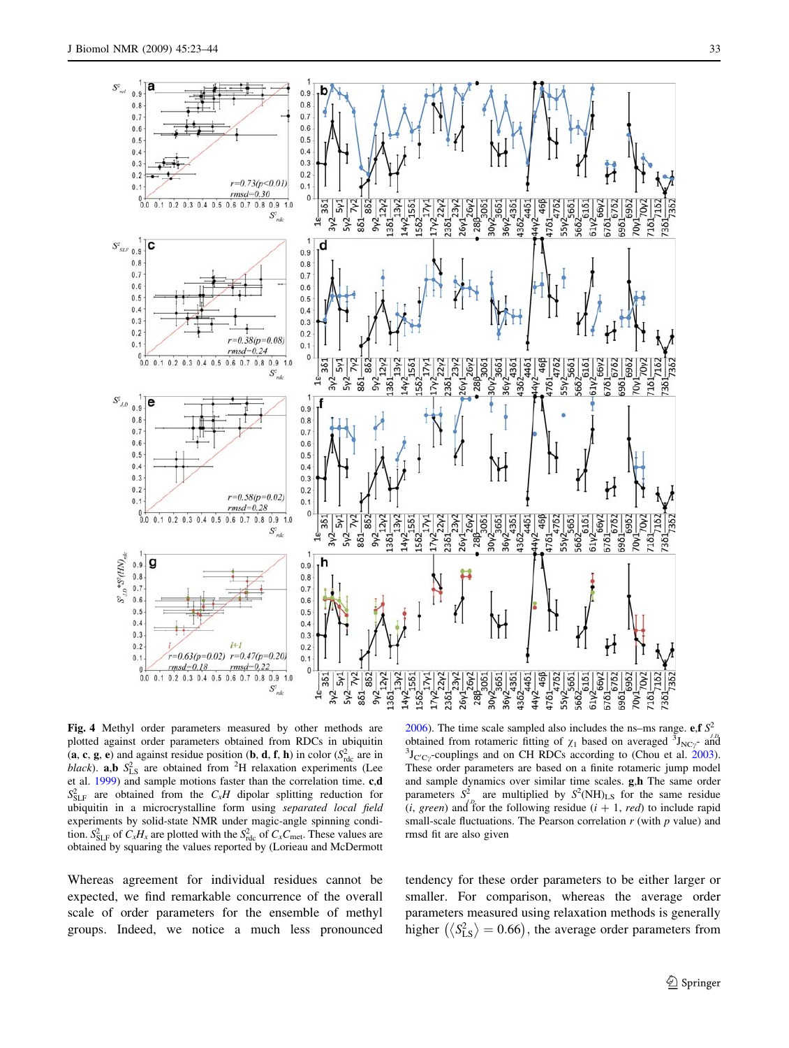**Fig. 4** Methyl order parameters measured by other methods are plotted against order parameters obtained from RDCs in ubiquitin (**a**, **c**, **g**, **e**) and against residue position (**b**, **d**, **f**, **h**) in color ($S^2_{\rm rdc}$ are in *black*). **a**,**b** $S^2_{\rm LS}$ are obtained from $^2$H relaxation experiments (Lee et al. 1999) and sample motions faster than the correlation time. **c**,**d** $S^2_{\rm SLF}$ are obtained from the $C_xH$ dipolar splitting reduction for ubiquitin in a microcrystalline form using *separated local field* experiments by solid-state NMR under magic-angle spinning condition. $S^2_{\rm SLF}$ of $C_xH_x$ are plotted with the $S^2_{\rm rdc}$ of $C_xC_{\rm met}$. These values are obtained by squaring the values reported by (Lorieau and McDermott 2006). The time scale sampled also includes the ns–ms range. **e**,**f** $S^2_{J,D}$ obtained from rotameric fitting of $\chi_1$ based on averaged $^3J_{{\rm NC}\gamma}$- and $^3J_{{\rm C'C}\gamma}$-couplings and on CH RDCs according to (Chou et al. 2003). These order parameters are based on a finite rotameric jump model and sample dynamics over similar time scales. **g**,**h** The same order parameters $S^2_{J,D}$ are multiplied by $S^2({\rm NH})_{\rm LS}$ for the same residue (*i*, *green*) and for the following residue (*i* + 1, *red*) to include rapid small-scale fluctuations. The Pearson correlation *r* (with *p* value) and rmsd fit are also given

Whereas agreement for individual residues cannot be expected, we find remarkable concurrence of the overall scale of order parameters for the ensemble of methyl groups. Indeed, we notice a much less pronounced tendency for these order parameters to be either larger or smaller. For comparison, whereas the average order parameters measured using relaxation methods is generally higher $\left(\langle S^2_{\rm LS}\rangle = 0.66\right)$, the average order parameters from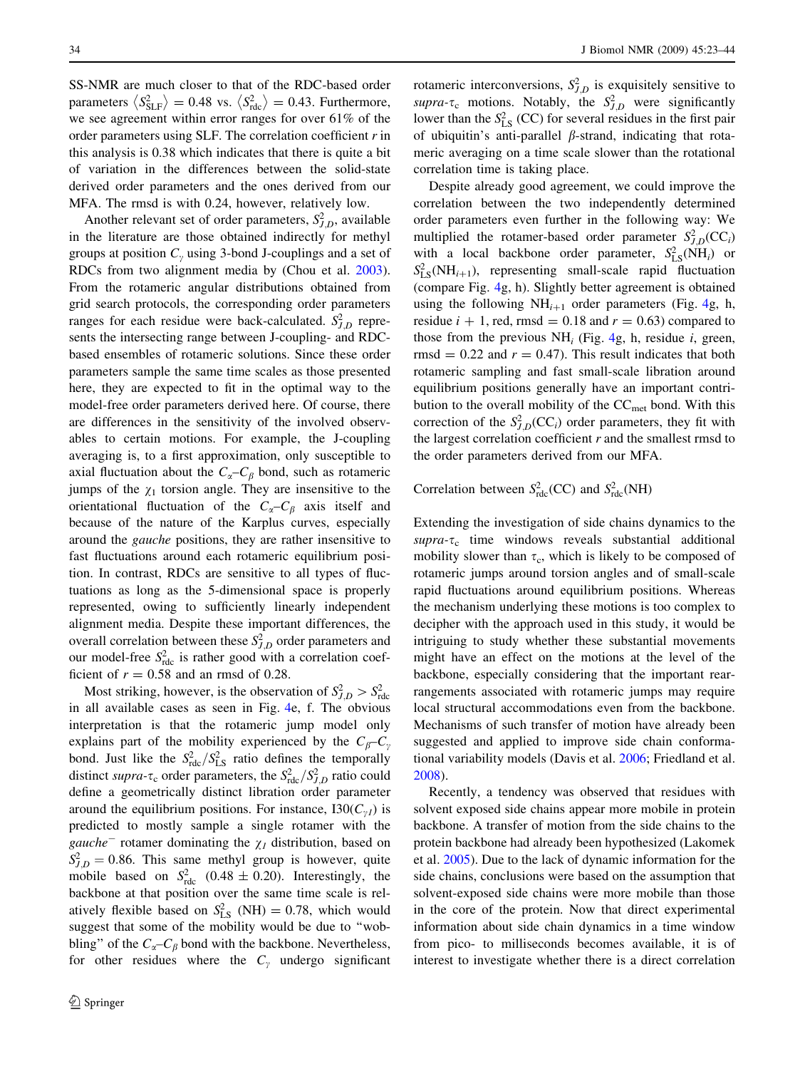SS-NMR are much closer to that of the RDC-based order parameters $\langle S^2_{\text{SLF}} \rangle = 0.48$ vs. $\langle S^2_{\text{rdc}} \rangle = 0.43$. Furthermore, we see agreement within error ranges for over 61% of the order parameters using SLF. The correlation coefficient $r$ in this analysis is 0.38 which indicates that there is quite a bit of variation in the differences between the solid-state derived order parameters and the ones derived from our MFA. The rmsd is with 0.24, however, relatively low.

Another relevant set of order parameters, $S^2_{J,D}$, available in the literature are those obtained indirectly for methyl groups at position $C_\gamma$ using 3-bond J-couplings and a set of RDCs from two alignment media by (Chou et al. 2003). From the rotameric angular distributions obtained from grid search protocols, the corresponding order parameters ranges for each residue were back-calculated. $S^2_{J,D}$ represents the intersecting range between J-coupling- and RDC-based ensembles of rotameric solutions. Since these order parameters sample the same time scales as those presented here, they are expected to fit in the optimal way to the model-free order parameters derived here. Of course, there are differences in the sensitivity of the involved observables to certain motions. For example, the J-coupling averaging is, to a first approximation, only susceptible to axial fluctuation about the $C_\alpha$–$C_\beta$ bond, such as rotameric jumps of the $\chi_1$ torsion angle. They are insensitive to the orientational fluctuation of the $C_\alpha$–$C_\beta$ axis itself and because of the nature of the Karplus curves, especially around the *gauche* positions, they are rather insensitive to fast fluctuations around each rotameric equilibrium position. In contrast, RDCs are sensitive to all types of fluctuations as long as the 5-dimensional space is properly represented, owing to sufficiently linearly independent alignment media. Despite these important differences, the overall correlation between these $S^2_{J,D}$ order parameters and our model-free $S^2_{\text{rdc}}$ is rather good with a correlation coefficient of $r = 0.58$ and an rmsd of 0.28.

Most striking, however, is the observation of $S^2_{J,D} > S^2_{\text{rdc}}$ in all available cases as seen in Fig. 4e, f. The obvious interpretation is that the rotameric jump model only explains part of the mobility experienced by the $C_\beta$–$C_\gamma$ bond. Just like the $S^2_{\text{rdc}}/S^2_{\text{LS}}$ ratio defines the temporally distinct *supra*-$\tau_c$ order parameters, the $S^2_{\text{rdc}}/S^2_{J,D}$ ratio could define a geometrically distinct libration order parameter around the equilibrium positions. For instance, I30($C_{\gamma 1}$) is predicted to mostly sample a single rotamer with the *gauche*$^-$ rotamer dominating the $\chi_1$ distribution, based on $S^2_{J,D} = 0.86$. This same methyl group is however, quite mobile based on $S^2_{\text{rdc}}$ (0.48 ± 0.20). Interestingly, the backbone at that position over the same time scale is relatively flexible based on $S^2_{\text{LS}}$ (NH) = 0.78, which would suggest that some of the mobility would be due to "wobbling" of the $C_\alpha$–$C_\beta$ bond with the backbone. Nevertheless, for other residues where the $C_\gamma$ undergo significant rotameric interconversions, $S^2_{J,D}$ is exquisitely sensitive to *supra*-$\tau_c$ motions. Notably, the $S^2_{J,D}$ were significantly lower than the $S^2_{\text{LS}}$ (CC) for several residues in the first pair of ubiquitin's anti-parallel $\beta$-strand, indicating that rotameric averaging on a time scale slower than the rotational correlation time is taking place.

Despite already good agreement, we could improve the correlation between the two independently determined order parameters even further in the following way: We multiplied the rotamer-based order parameter $S^2_{J,D}(\text{CC}_i)$ with a local backbone order parameter, $S^2_{\text{LS}}(\text{NH}_i)$ or $S^2_{\text{LS}}(\text{NH}_{i+1})$, representing small-scale rapid fluctuation (compare Fig. 4g, h). Slightly better agreement is obtained using the following $\text{NH}_{i+1}$ order parameters (Fig. 4g, h, residue $i + 1$, red, rmsd = 0.18 and $r = 0.63$) compared to those from the previous $\text{NH}_i$ (Fig. 4g, h, residue $i$, green, rmsd = 0.22 and $r = 0.47$). This result indicates that both rotameric sampling and fast small-scale libration around equilibrium positions generally have an important contribution to the overall mobility of the $\text{CC}_{\text{met}}$ bond. With this correction of the $S^2_{J,D}(\text{CC}_i)$ order parameters, they fit with the largest correlation coefficient $r$ and the smallest rmsd to the order parameters derived from our MFA.

## Correlation between $S^2_{\text{rdc}}(\text{CC})$ and $S^2_{\text{rdc}}(\text{NH})$

Extending the investigation of side chains dynamics to the *supra*-$\tau_c$ time windows reveals substantial additional mobility slower than $\tau_c$, which is likely to be composed of rotameric jumps around torsion angles and of small-scale rapid fluctuations around equilibrium positions. Whereas the mechanism underlying these motions is too complex to decipher with the approach used in this study, it would be intriguing to study whether these substantial movements might have an effect on the motions at the level of the backbone, especially considering that the important rearrangements associated with rotameric jumps may require local structural accommodations even from the backbone. Mechanisms of such transfer of motion have already been suggested and applied to improve side chain conformational variability models (Davis et al. 2006; Friedland et al. 2008).

Recently, a tendency was observed that residues with solvent exposed side chains appear more mobile in protein backbone. A transfer of motion from the side chains to the protein backbone had already been hypothesized (Lakomek et al. 2005). Due to the lack of dynamic information for the side chains, conclusions were based on the assumption that solvent-exposed side chains were more mobile than those in the core of the protein. Now that direct experimental information about side chain dynamics in a time window from pico- to milliseconds becomes available, it is of interest to investigate whether there is a direct correlation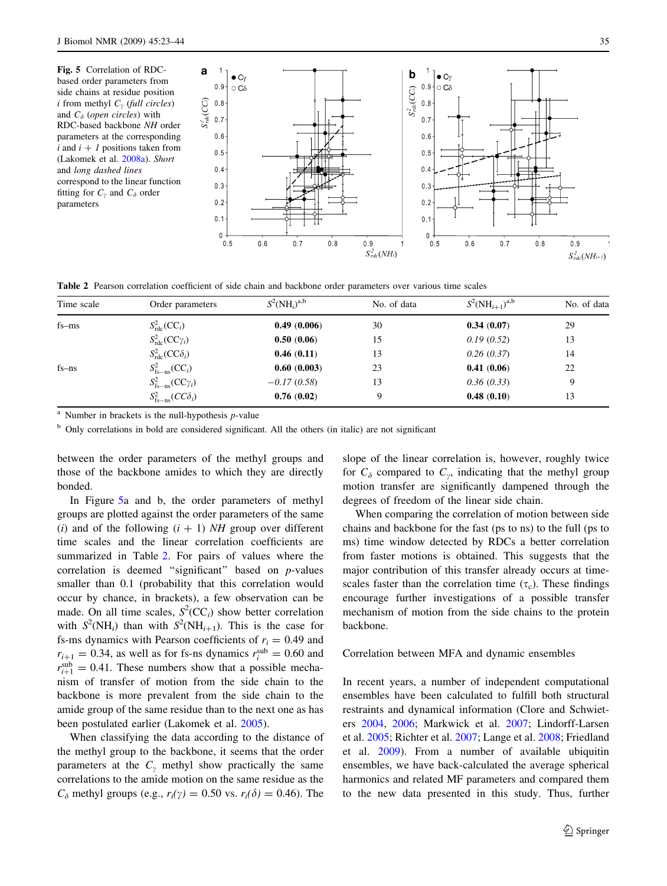**Fig. 5** Correlation of RDC-based order parameters from side chains at residue position *i* from methyl $C_\gamma$ (*full circles*) and $C_\delta$ (*open circles*) with RDC-based backbone *NH* order parameters at the corresponding *i* and *i* + *1* positions taken from (Lakomek et al. 2008a). *Short* and *long dashed lines* correspond to the linear function fitting for $C_\gamma$ and $C_\delta$ order parameters

**Table 2** Pearson correlation coefficient of side chain and backbone order parameters over various time scales

| Time scale | Order parameters | $S^2(\mathrm{NH}_i)$[a,b] | No. of data | $S^2(\mathrm{NH}_{i+1})$[a,b] | No. of data |
|---|---|---|---|---|---|
| fs–ms | $S^2_{\mathrm{rdc}}(\mathrm{CC}_i)$ | **0.49 (0.006)** | 30 | **0.34 (0.07)** | 29 |
| | $S^2_{\mathrm{rdc}}(\mathrm{CC}\gamma_i)$ | **0.50 (0.06)** | 15 | *0.19 (0.52)* | 13 |
| | $S^2_{\mathrm{rdc}}(\mathrm{CC}\delta_i)$ | **0.46 (0.11)** | 13 | *0.26 (0.37)* | 14 |
| fs–ns | $S^2_{\mathrm{fs-ns}}(\mathrm{CC}_i)$ | **0.60 (0.003)** | 23 | **0.41 (0.06)** | 22 |
| | $S^2_{\mathrm{fs-ns}}(\mathrm{CC}\gamma_i)$ | *−0.17 (0.58)* | 13 | *0.36 (0.33)* | 9 |
| | $S^2_{\mathrm{fs-ns}}(CC\delta_i)$ | **0.76 (0.02)** | 9 | **0.48 (0.10)** | 13 |

[a] Number in brackets is the null-hypothesis *p*-value

[b] Only correlations in bold are considered significant. All the others (in italic) are not significant

between the order parameters of the methyl groups and those of the backbone amides to which they are directly bonded.

In Figure 5a and b, the order parameters of methyl groups are plotted against the order parameters of the same (*i*) and of the following (*i* + 1) *NH* group over different time scales and the linear correlation coefficients are summarized in Table 2. For pairs of values where the correlation is deemed "significant" based on *p*-values smaller than 0.1 (probability that this correlation would occur by chance, in brackets), a few observation can be made. On all time scales, $S^2(\mathrm{CC}_i)$ show better correlation with $S^2(\mathrm{NH}_i)$ than with $S^2(\mathrm{NH}_{i+1})$. This is the case for fs-ms dynamics with Pearson coefficients of $r_i = 0.49$ and $r_{i+1} = 0.34$, as well as for fs-ns dynamics $r_i^{\mathrm{sub}} = 0.60$ and $r_{i+1}^{\mathrm{sub}} = 0.41$. These numbers show that a possible mechanism of transfer of motion from the side chain to the backbone is more prevalent from the side chain to the amide group of the same residue than to the next one as has been postulated earlier (Lakomek et al. 2005).

When classifying the data according to the distance of the methyl group to the backbone, it seems that the order parameters at the $C_\gamma$ methyl show practically the same correlations to the amide motion on the same residue as the $C_\delta$ methyl groups (e.g., $r_i(\gamma) = 0.50$ vs. $r_i(\delta) = 0.46$). The slope of the linear correlation is, however, roughly twice for $C_\delta$ compared to $C_\gamma$, indicating that the methyl group motion transfer are significantly dampened through the degrees of freedom of the linear side chain.

When comparing the correlation of motion between side chains and backbone for the fast (ps to ns) to the full (ps to ms) time window detected by RDCs a better correlation from faster motions is obtained. This suggests that the major contribution of this transfer already occurs at time-scales faster than the correlation time ($\tau_c$). These findings encourage further investigations of a possible transfer mechanism of motion from the side chains to the protein backbone.

## Correlation between MFA and dynamic ensembles

In recent years, a number of independent computational ensembles have been calculated to fulfill both structural restraints and dynamical information (Clore and Schwieters 2004, 2006; Markwick et al. 2007; Lindorff-Larsen et al. 2005; Richter et al. 2007; Lange et al. 2008; Friedland et al. 2009). From a number of available ubiquitin ensembles, we have back-calculated the average spherical harmonics and related MF parameters and compared them to the new data presented in this study. Thus, further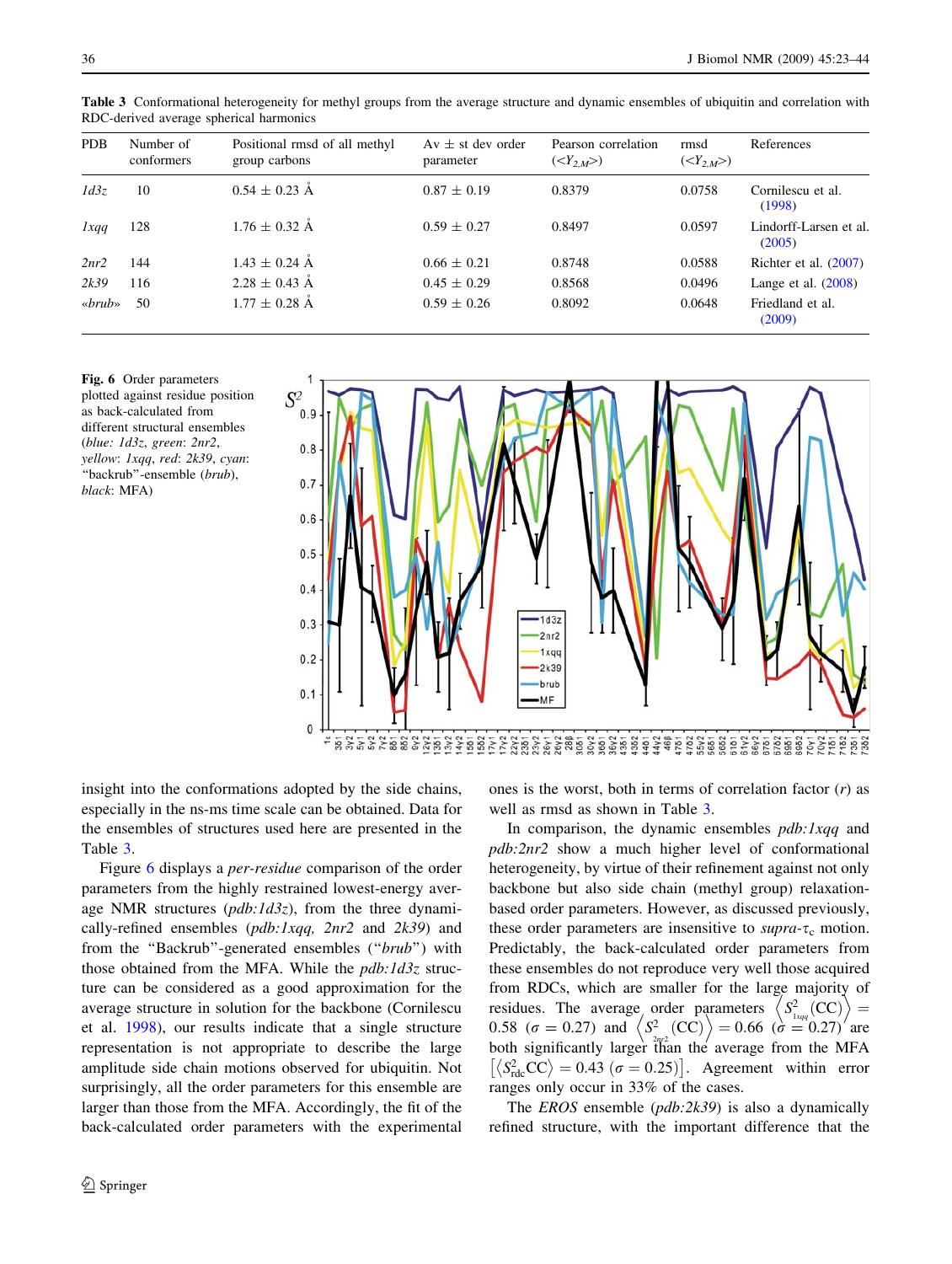**Table 3** Conformational heterogeneity for methyl groups from the average structure and dynamic ensembles of ubiquitin and correlation with RDC-derived average spherical harmonics

| PDB | Number of conformers | Positional rmsd of all methyl group carbons | Av ± st dev order parameter | Pearson correlation ($<Y_{2,M}>$) | rmsd ($<Y_{2,M}>$) | References |
|---|---|---|---|---|---|---|
| *1d3z* | 10 | 0.54 ± 0.23 Å | 0.87 ± 0.19 | 0.8379 | 0.0758 | Cornilescu et al. (1998) |
| *1xqq* | 128 | 1.76 ± 0.32 Å | 0.59 ± 0.27 | 0.8497 | 0.0597 | Lindorff-Larsen et al. (2005) |
| *2nr2* | 144 | 1.43 ± 0.24 Å | 0.66 ± 0.21 | 0.8748 | 0.0588 | Richter et al. (2007) |
| *2k39* | 116 | 2.28 ± 0.43 Å | 0.45 ± 0.29 | 0.8568 | 0.0496 | Lange et al. (2008) |
| *«brub»* | 50 | 1.77 ± 0.28 Å | 0.59 ± 0.26 | 0.8092 | 0.0648 | Friedland et al. (2009) |

**Fig. 6** Order parameters plotted against residue position as back-calculated from different structural ensembles (*blue: 1d3z*, *green*: *2nr2*, *yellow*: *1xqq*, *red*: *2k39*, *cyan*: "backrub"-ensemble (*brub*), *black*: MFA)

insight into the conformations adopted by the side chains, especially in the ns-ms time scale can be obtained. Data for the ensembles of structures used here are presented in the Table 3.

Figure 6 displays a *per-residue* comparison of the order parameters from the highly restrained lowest-energy average NMR structures (*pdb:1d3z*), from the three dynamically-refined ensembles (*pdb:1xqq, 2nr2* and *2k39*) and from the "Backrub"-generated ensembles ("*brub*") with those obtained from the MFA. While the *pdb:1d3z* structure can be considered as a good approximation for the average structure in solution for the backbone (Cornilescu et al. 1998), our results indicate that a single structure representation is not appropriate to describe the large amplitude side chain motions observed for ubiquitin. Not surprisingly, all the order parameters for this ensemble are larger than those from the MFA. Accordingly, the fit of the back-calculated order parameters with the experimental ones is the worst, both in terms of correlation factor ($r$) as well as rmsd as shown in Table 3.

In comparison, the dynamic ensembles *pdb:1xqq* and *pdb:2nr2* show a much higher level of conformational heterogeneity, by virtue of their refinement against not only backbone but also side chain (methyl group) relaxation-based order parameters. However, as discussed previously, these order parameters are insensitive to *supra*-$\tau_c$ motion. Predictably, the back-calculated order parameters from these ensembles do not reproduce very well those acquired from RDCs, which are smaller for the large majority of residues. The average order parameters $\left\langle S^2_{1xqq}(\mathrm{CC})\right\rangle = 0.58$ ($\sigma = 0.27$) and $\left\langle S^2_{2nr2}(\mathrm{CC})\right\rangle = 0.66$ ($\sigma = 0.27$) are both significantly larger than the average from the MFA $\left[\left\langle S^2_{\mathrm{rdc}}\mathrm{CC}\right\rangle = 0.43\ (\sigma = 0.25)\right]$. Agreement within error ranges only occur in 33% of the cases.

The *EROS* ensemble (*pdb:2k39*) is also a dynamically refined structure, with the important difference that the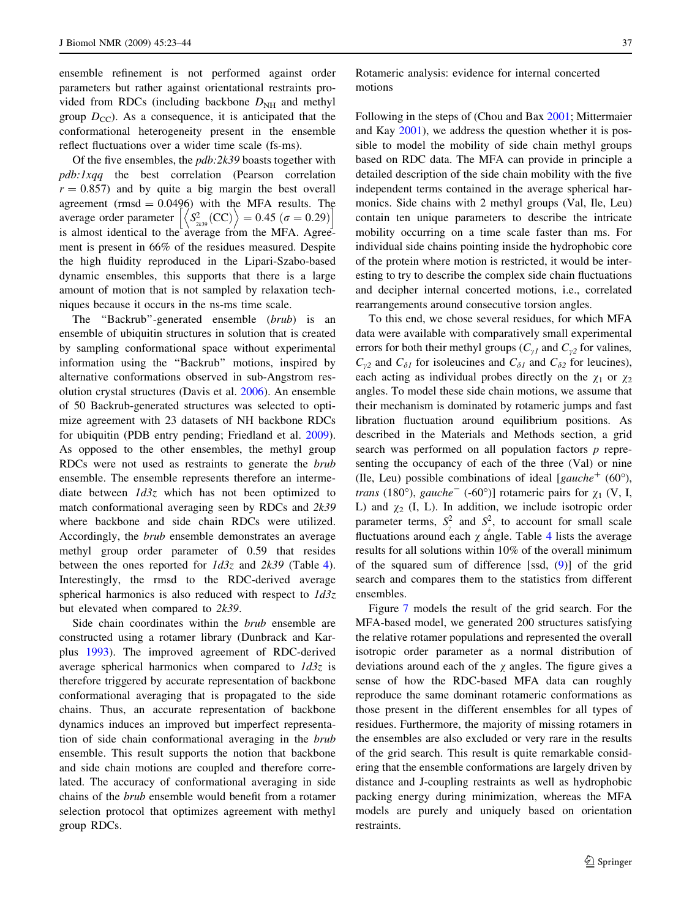ensemble refinement is not performed against order parameters but rather against orientational restraints provided from RDCs (including backbone $D_{NH}$ and methyl group $D_{CC}$). As a consequence, it is anticipated that the conformational heterogeneity present in the ensemble reflect fluctuations over a wider time scale (fs-ms).

Of the five ensembles, the *pdb:2k39* boasts together with *pdb:1xqq* the best correlation (Pearson correlation $r = 0.857$) and by quite a big margin the best overall agreement (rmsd = 0.0496) with the MFA results. The average order parameter $\left[\left\langle S^2_{2k39}(\mathrm{CC})\right\rangle = 0.45\ (\sigma = 0.29)\right]$ is almost identical to the average from the MFA. Agreement is present in 66% of the residues measured. Despite the high fluidity reproduced in the Lipari-Szabo-based dynamic ensembles, this supports that there is a large amount of motion that is not sampled by relaxation techniques because it occurs in the ns-ms time scale.

The "Backrub"-generated ensemble (*brub*) is an ensemble of ubiquitin structures in solution that is created by sampling conformational space without experimental information using the "Backrub" motions, inspired by alternative conformations observed in sub-Angstrom resolution crystal structures (Davis et al. 2006). An ensemble of 50 Backrub-generated structures was selected to optimize agreement with 23 datasets of NH backbone RDCs for ubiquitin (PDB entry pending; Friedland et al. 2009). As opposed to the other ensembles, the methyl group RDCs were not used as restraints to generate the *brub* ensemble. The ensemble represents therefore an intermediate between *1d3z* which has not been optimized to match conformational averaging seen by RDCs and *2k39* where backbone and side chain RDCs were utilized. Accordingly, the *brub* ensemble demonstrates an average methyl group order parameter of 0.59 that resides between the ones reported for *1d3z* and *2k39* (Table 4). Interestingly, the rmsd to the RDC-derived average spherical harmonics is also reduced with respect to *1d3z* but elevated when compared to *2k39*.

Side chain coordinates within the *brub* ensemble are constructed using a rotamer library (Dunbrack and Karplus 1993). The improved agreement of RDC-derived average spherical harmonics when compared to *1d3z* is therefore triggered by accurate representation of backbone conformational averaging that is propagated to the side chains. Thus, an accurate representation of backbone dynamics induces an improved but imperfect representation of side chain conformational averaging in the *brub* ensemble. This result supports the notion that backbone and side chain motions are coupled and therefore correlated. The accuracy of conformational averaging in side chains of the *brub* ensemble would benefit from a rotamer selection protocol that optimizes agreement with methyl group RDCs.

## Rotameric analysis: evidence for internal concerted motions

Following in the steps of (Chou and Bax 2001; Mittermaier and Kay 2001), we address the question whether it is possible to model the mobility of side chain methyl groups based on RDC data. The MFA can provide in principle a detailed description of the side chain mobility with the five independent terms contained in the average spherical harmonics. Side chains with 2 methyl groups (Val, Ile, Leu) contain ten unique parameters to describe the intricate mobility occurring on a time scale faster than ms. For individual side chains pointing inside the hydrophobic core of the protein where motion is restricted, it would be interesting to try to describe the complex side chain fluctuations and decipher internal concerted motions, i.e., correlated rearrangements around consecutive torsion angles.

To this end, we chose several residues, for which MFA data were available with comparatively small experimental errors for both their methyl groups ($C_{\gamma 1}$ and $C_{\gamma 2}$ for valines, $C_{\gamma 2}$ and $C_{\delta 1}$ for isoleucines and $C_{\delta 1}$ and $C_{\delta 2}$ for leucines), each acting as individual probes directly on the $\chi_1$ or $\chi_2$ angles. To model these side chain motions, we assume that their mechanism is dominated by rotameric jumps and fast libration fluctuation around equilibrium positions. As described in the Materials and Methods section, a grid search was performed on all population factors *p* representing the occupancy of each of the three (Val) or nine (Ile, Leu) possible combinations of ideal [*gauche*$^+$ (60°), *trans* (180°), *gauche*$^-$ (-60°)] rotameric pairs for $\chi_1$ (V, I, L) and $\chi_2$ (I, L). In addition, we include isotropic order parameter terms, $S^2_{\gamma}$ and $S^2_{\delta}$, to account for small scale fluctuations around each $\chi$ angle. Table 4 lists the average results for all solutions within 10% of the overall minimum of the squared sum of difference [ssd, (9)] of the grid search and compares them to the statistics from different ensembles.

Figure 7 models the result of the grid search. For the MFA-based model, we generated 200 structures satisfying the relative rotamer populations and represented the overall isotropic order parameter as a normal distribution of deviations around each of the $\chi$ angles. The figure gives a sense of how the RDC-based MFA data can roughly reproduce the same dominant rotameric conformations as those present in the different ensembles for all types of residues. Furthermore, the majority of missing rotamers in the ensembles are also excluded or very rare in the results of the grid search. This result is quite remarkable considering that the ensemble conformations are largely driven by distance and J-coupling restraints as well as hydrophobic packing energy during minimization, whereas the MFA models are purely and uniquely based on orientation restraints.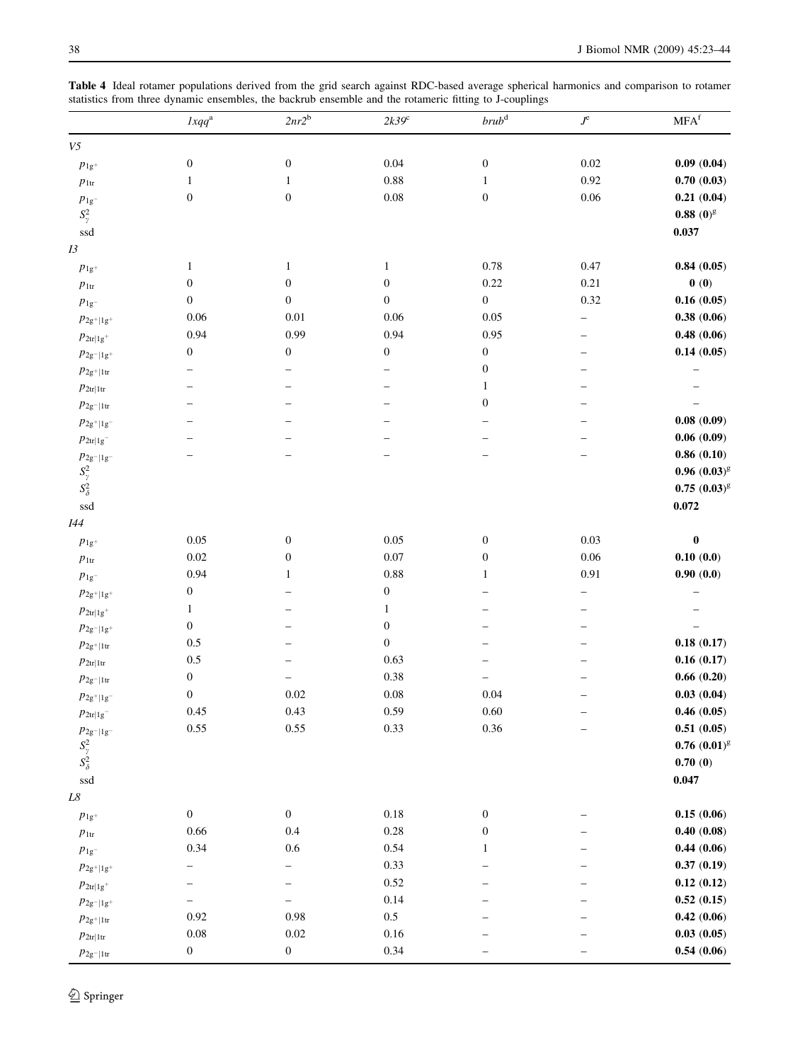**Table 4** Ideal rotamer populations derived from the grid search against RDC-based average spherical harmonics and comparison to rotamer statistics from three dynamic ensembles, the backrub ensemble and the rotameric fitting to J-couplings

| | *1xqq*[a] | *2nr2*[b] | *2k39*[c] | *brub*[d] | *J*[e] | MFA[f] |
|---|---|---|---|---|---|---|
| *V5* | | | | | | |
| $p_{1g^+}$ | 0 | 0 | 0.04 | 0 | 0.02 | **0.09 (0.04)** |
| $p_{1tr}$ | 1 | 1 | 0.88 | 1 | 0.92 | **0.70 (0.03)** |
| $p_{1g^-}$ | 0 | 0 | 0.08 | 0 | 0.06 | **0.21 (0.04)** |
| $S^2_\gamma$ | | | | | | **0.88 (0)**[g] |
| ssd | | | | | | **0.037** |
| *I3* | | | | | | |
| $p_{1g^+}$ | 1 | 1 | 1 | 0.78 | 0.47 | **0.84 (0.05)** |
| $p_{1tr}$ | 0 | 0 | 0 | 0.22 | 0.21 | **0 (0)** |
| $p_{1g^-}$ | 0 | 0 | 0 | 0 | 0.32 | **0.16 (0.05)** |
| $p_{2g^+\|1g^+}$ | 0.06 | 0.01 | 0.06 | 0.05 | – | **0.38 (0.06)** |
| $p_{2tr\|1g^+}$ | 0.94 | 0.99 | 0.94 | 0.95 | – | **0.48 (0.06)** |
| $p_{2g^-\|1g^+}$ | 0 | 0 | 0 | 0 | – | **0.14 (0.05)** |
| $p_{2g^+\|1tr}$ | – | – | – | 0 | – | – |
| $p_{2tr\|1tr}$ | – | – | – | 1 | – | – |
| $p_{2g^-\|1tr}$ | – | – | – | 0 | – | – |
| $p_{2g^+\|1g^-}$ | – | – | – | – | – | **0.08 (0.09)** |
| $p_{2tr\|1g^-}$ | – | – | – | – | – | **0.06 (0.09)** |
| $p_{2g^-\|1g^-}$ | – | – | – | – | – | **0.86 (0.10)** |
| $S^2_\gamma$ | | | | | | **0.96 (0.03)**[g] |
| $S^2_\delta$ | | | | | | **0.75 (0.03)**[g] |
| ssd | | | | | | **0.072** |
| *I44* | | | | | | |
| $p_{1g^+}$ | 0.05 | 0 | 0.05 | 0 | 0.03 | **0** |
| $p_{1tr}$ | 0.02 | 0 | 0.07 | 0 | 0.06 | **0.10 (0.0)** |
| $p_{1g^-}$ | 0.94 | 1 | 0.88 | 1 | 0.91 | **0.90 (0.0)** |
| $p_{2g^+\|1g^+}$ | 0 | – | 0 | – | – | – |
| $p_{2tr\|1g^+}$ | 1 | – | 1 | – | – | – |
| $p_{2g^-\|1g^+}$ | 0 | – | 0 | – | – | – |
| $p_{2g^+\|1tr}$ | 0.5 | – | 0 | – | – | **0.18 (0.17)** |
| $p_{2tr\|1tr}$ | 0.5 | – | 0.63 | – | – | **0.16 (0.17)** |
| $p_{2g^-\|1tr}$ | 0 | – | 0.38 | – | – | **0.66 (0.20)** |
| $p_{2g^+\|1g^-}$ | 0 | 0.02 | 0.08 | 0.04 | – | **0.03 (0.04)** |
| $p_{2tr\|1g^-}$ | 0.45 | 0.43 | 0.59 | 0.60 | – | **0.46 (0.05)** |
| $p_{2g^-\|1g^-}$ | 0.55 | 0.55 | 0.33 | 0.36 | – | **0.51 (0.05)** |
| $S^2_\gamma$ | | | | | | **0.76 (0.01)**[g] |
| $S^2_\delta$ | | | | | | **0.70 (0)** |
| ssd | | | | | | **0.047** |
| *L8* | | | | | | |
| $p_{1g^+}$ | 0 | 0 | 0.18 | 0 | – | **0.15 (0.06)** |
| $p_{1tr}$ | 0.66 | 0.4 | 0.28 | 0 | – | **0.40 (0.08)** |
| $p_{1g^-}$ | 0.34 | 0.6 | 0.54 | 1 | – | **0.44 (0.06)** |
| $p_{2g^+\|1g^+}$ | – | – | 0.33 | – | – | **0.37 (0.19)** |
| $p_{2tr\|1g^+}$ | – | – | 0.52 | – | – | **0.12 (0.12)** |
| $p_{2g^-\|1g^+}$ | – | – | 0.14 | – | – | **0.52 (0.15)** |
| $p_{2g^+\|1tr}$ | 0.92 | 0.98 | 0.5 | – | – | **0.42 (0.06)** |
| $p_{2tr\|1tr}$ | 0.08 | 0.02 | 0.16 | – | – | **0.03 (0.05)** |
| $p_{2g^-\|1tr}$ | 0 | 0 | 0.34 | – | – | **0.54 (0.06)** |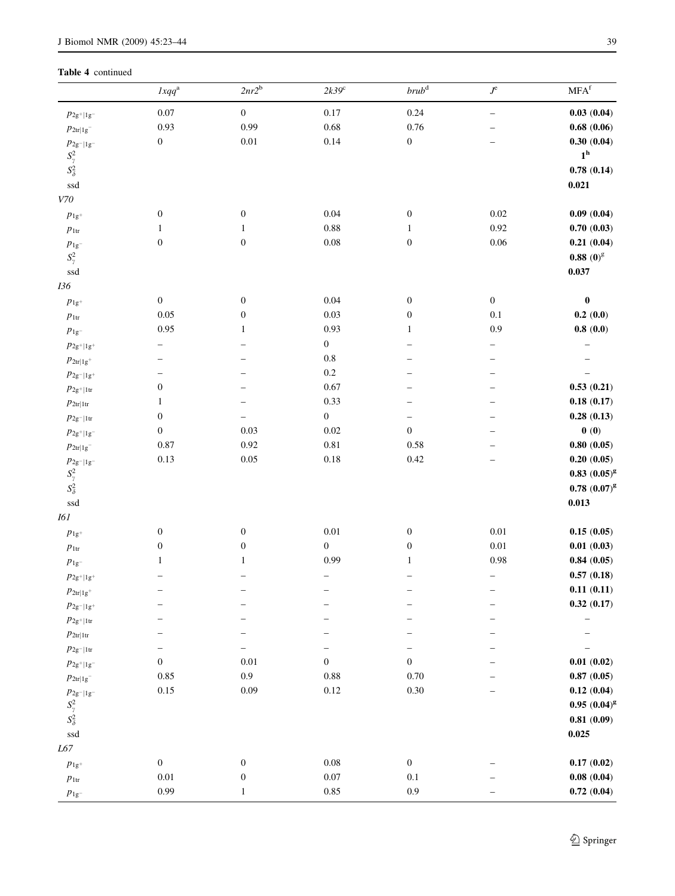**Table 4** continued

| | *1xqq*[a] | *2nr2*[b] | *2k39*[c] | *brub*[d] | *J*[e] | MFA[f] |
|---|---|---|---|---|---|---|
| $p_{2g^+\|1g^-}$ | 0.07 | 0 | 0.17 | 0.24 | – | **0.03 (0.04)** |
| $p_{2tr\|1g^-}$ | 0.93 | 0.99 | 0.68 | 0.76 | – | **0.68 (0.06)** |
| $p_{2g^-\|1g^-}$ | 0 | 0.01 | 0.14 | 0 | – | **0.30 (0.04)** |
| $S^2_\gamma$ | | | | | | **1**[h] |
| $S^2_\delta$ | | | | | | **0.78 (0.14)** |
| ssd | | | | | | **0.021** |
| *V70* | | | | | | |
| $p_{1g^+}$ | 0 | 0 | 0.04 | 0 | 0.02 | **0.09 (0.04)** |
| $p_{1tr}$ | 1 | 1 | 0.88 | 1 | 0.92 | **0.70 (0.03)** |
| $p_{1g^-}$ | 0 | 0 | 0.08 | 0 | 0.06 | **0.21 (0.04)** |
| $S^2_\gamma$ | | | | | | **0.88 (0)**[g] |
| ssd | | | | | | **0.037** |
| *I36* | | | | | | |
| $p_{1g^+}$ | 0 | 0 | 0.04 | 0 | 0 | **0** |
| $p_{1tr}$ | 0.05 | 0 | 0.03 | 0 | 0.1 | **0.2 (0.0)** |
| $p_{1g^-}$ | 0.95 | 1 | 0.93 | 1 | 0.9 | **0.8 (0.0)** |
| $p_{2g^+\|1g^+}$ | – | – | 0 | – | – | – |
| $p_{2tr\|1g^+}$ | – | – | 0.8 | – | – | – |
| $p_{2g^-\|1g^+}$ | – | – | 0.2 | – | – | – |
| $p_{2g^+\|1tr}$ | 0 | – | 0.67 | – | – | **0.53 (0.21)** |
| $p_{2tr\|1tr}$ | 1 | – | 0.33 | – | – | **0.18 (0.17)** |
| $p_{2g^-\|1tr}$ | 0 | – | 0 | – | – | **0.28 (0.13)** |
| $p_{2g^+\|1g^-}$ | 0 | 0.03 | 0.02 | 0 | – | **0 (0)** |
| $p_{2tr\|1g^-}$ | 0.87 | 0.92 | 0.81 | 0.58 | – | **0.80 (0.05)** |
| $p_{2g^-\|1g^-}$ | 0.13 | 0.05 | 0.18 | 0.42 | – | **0.20 (0.05)** |
| $S^2_\gamma$ | | | | | | **0.83 (0.05)**[g] |
| $S^2_\delta$ | | | | | | **0.78 (0.07)**[g] |
| ssd | | | | | | **0.013** |
| *I61* | | | | | | |
| $p_{1g^+}$ | 0 | 0 | 0.01 | 0 | 0.01 | **0.15 (0.05)** |
| $p_{1tr}$ | 0 | 0 | 0 | 0 | 0.01 | **0.01 (0.03)** |
| $p_{1g^-}$ | 1 | 1 | 0.99 | 1 | 0.98 | **0.84 (0.05)** |
| $p_{2g^+\|1g^+}$ | – | – | – | – | – | **0.57 (0.18)** |
| $p_{2tr\|1g^+}$ | – | – | – | – | – | **0.11 (0.11)** |
| $p_{2g^-\|1g^+}$ | – | – | – | – | – | **0.32 (0.17)** |
| $p_{2g^+\|1tr}$ | – | – | – | – | – | – |
| $p_{2tr\|1tr}$ | – | – | – | – | – | – |
| $p_{2g^-\|1tr}$ | – | – | – | – | – | – |
| $p_{2g^+\|1g^-}$ | 0 | 0.01 | 0 | 0 | – | **0.01 (0.02)** |
| $p_{2tr\|1g^-}$ | 0.85 | 0.9 | 0.88 | 0.70 | – | **0.87 (0.05)** |
| $p_{2g^-\|1g^-}$ | 0.15 | 0.09 | 0.12 | 0.30 | – | **0.12 (0.04)** |
| $S^2_\gamma$ | | | | | | **0.95 (0.04)**[g] |
| $S^2_\delta$ | | | | | | **0.81 (0.09)** |
| ssd | | | | | | **0.025** |
| *L67* | | | | | | |
| $p_{1g^+}$ | 0 | 0 | 0.08 | 0 | – | **0.17 (0.02)** |
| $p_{1tr}$ | 0.01 | 0 | 0.07 | 0.1 | – | **0.08 (0.04)** |
| $p_{1g^-}$ | 0.99 | 1 | 0.85 | 0.9 | – | **0.72 (0.04)** |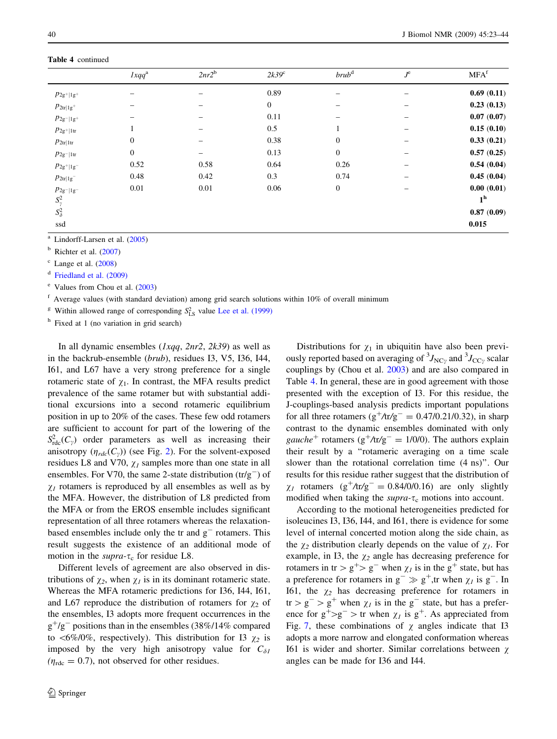**Table 4** continued

| | *1xqq*[a] | *2nr2*[b] | *2k39*[c] | *brub*[d] | *J*[e] | MFA[f] |
|---|---|---|---|---|---|---|
| $p_{2g^+\|1g^+}$ | – | – | 0.89 | – | – | **0.69** **(0.11)** |
| $p_{2tr\|1g^+}$ | – | – | 0 | – | – | **0.23** **(0.13)** |
| $p_{2g^-\|1g^+}$ | – | – | 0.11 | – | – | **0.07** **(0.07)** |
| $p_{2g^+\|1tr}$ | 1 | – | 0.5 | 1 | – | **0.15** **(0.10)** |
| $p_{2tr\|1tr}$ | 0 | – | 0.38 | 0 | – | **0.33** **(0.21)** |
| $p_{2g^-\|1tr}$ | 0 | – | 0.13 | 0 | – | **0.57** **(0.25)** |
| $p_{2g^+\|1g^-}$ | 0.52 | 0.58 | 0.64 | 0.26 | – | **0.54** **(0.04)** |
| $p_{2tr\|1g^-}$ | 0.48 | 0.42 | 0.3 | 0.74 | – | **0.45** **(0.04)** |
| $p_{2g^-\|1g^-}$ | 0.01 | 0.01 | 0.06 | 0 | – | **0.00** **(0.01)** |
| $S^2_\gamma$ | | | | | | **1**[h] |
| $S^2_\delta$ | | | | | | **0.87** **(0.09)** |
| ssd | | | | | | **0.015** |

[a] Lindorff-Larsen et al. (2005)

[b] Richter et al. (2007)

[c] Lange et al. (2008)

[d] Friedland et al. (2009)

[e] Values from Chou et al. (2003)

[f] Average values (with standard deviation) among grid search solutions within 10% of overall minimum

[g] Within allowed range of corresponding $S^2_{LS}$ value Lee et al. (1999)

[h] Fixed at 1 (no variation in grid search)

In all dynamic ensembles (*1xqq*, *2nr2*, *2k39*) as well as in the backrub-ensemble (*brub*), residues I3, V5, I36, I44, I61, and L67 have a very strong preference for a single rotameric state of $\chi_1$. In contrast, the MFA results predict prevalence of the same rotamer but with substantial additional excursions into a second rotameric equilibrium position in up to 20% of the cases. These few odd rotamers are sufficient to account for part of the lowering of the $S^2_{rdc}(C_\gamma)$ order parameters as well as increasing their anisotropy ($\eta_{rdc}(C_\gamma)$) (see Fig. 2). For the solvent-exposed residues L8 and V70, $\chi_1$ samples more than one state in all ensembles. For V70, the same 2-state distribution (tr/g$^-$) of $\chi_1$ rotamers is reproduced by all ensembles as well as by the MFA. However, the distribution of L8 predicted from the MFA or from the EROS ensemble includes significant representation of all three rotamers whereas the relaxation-based ensembles include only the tr and g$^-$ rotamers. This result suggests the existence of an additional mode of motion in the *supra*-$\tau_c$ for residue L8.

Different levels of agreement are also observed in distributions of $\chi_2$, when $\chi_1$ is in its dominant rotameric state. Whereas the MFA rotameric predictions for I36, I44, I61, and L67 reproduce the distribution of rotamers for $\chi_2$ of the ensembles, I3 adopts more frequent occurrences in the g$^+$/g$^-$ positions than in the ensembles (38%/14% compared to <6%/0%, respectively). This distribution for I3 $\chi_2$ is imposed by the very high anisotropy value for $C_{\delta 1}$ ($\eta_{rdc} = 0.7$), not observed for other residues.

Distributions for $\chi_1$ in ubiquitin have also been previously reported based on averaging of $^3J_{NC\gamma}$ and $^3J_{CC\gamma}$ scalar couplings by (Chou et al. 2003) and are also compared in Table 4. In general, these are in good agreement with those presented with the exception of I3. For this residue, the J-couplings-based analysis predicts important populations for all three rotamers (g$^+$/tr/g$^-$ = 0.47/0.21/0.32), in sharp contrast to the dynamic ensembles dominated with only *gauche*$^+$ rotamers (g$^+$/tr/g$^-$ = 1/0/0). The authors explain their result by a "rotameric averaging on a time scale slower than the rotational correlation time (4 ns)". Our results for this residue rather suggest that the distribution of $\chi_1$ rotamers (g$^+$/tr/g$^-$ = 0.84/0/0.16) are only slightly modified when taking the *supra*-$\tau_c$ motions into account.

According to the motional heterogeneities predicted for isoleucines I3, I36, I44, and I61, there is evidence for some level of internal concerted motion along the side chain, as the $\chi_2$ distribution clearly depends on the value of $\chi_1$. For example, in I3, the $\chi_2$ angle has decreasing preference for rotamers in tr > g$^+$> g$^-$ when $\chi_1$ is in the g$^+$ state, but has a preference for rotamers in g$^-$ ≫ g$^+$,tr when $\chi_1$ is g$^-$. In I61, the $\chi_2$ has decreasing preference for rotamers in tr > g$^-$ > g$^+$ when $\chi_1$ is in the g$^-$ state, but has a preference for g$^+$>g$^-$ > tr when $\chi_1$ is g$^+$. As appreciated from Fig. 7, these combinations of $\chi$ angles indicate that I3 adopts a more narrow and elongated conformation whereas I61 is wider and shorter. Similar correlations between $\chi$ angles can be made for I36 and I44.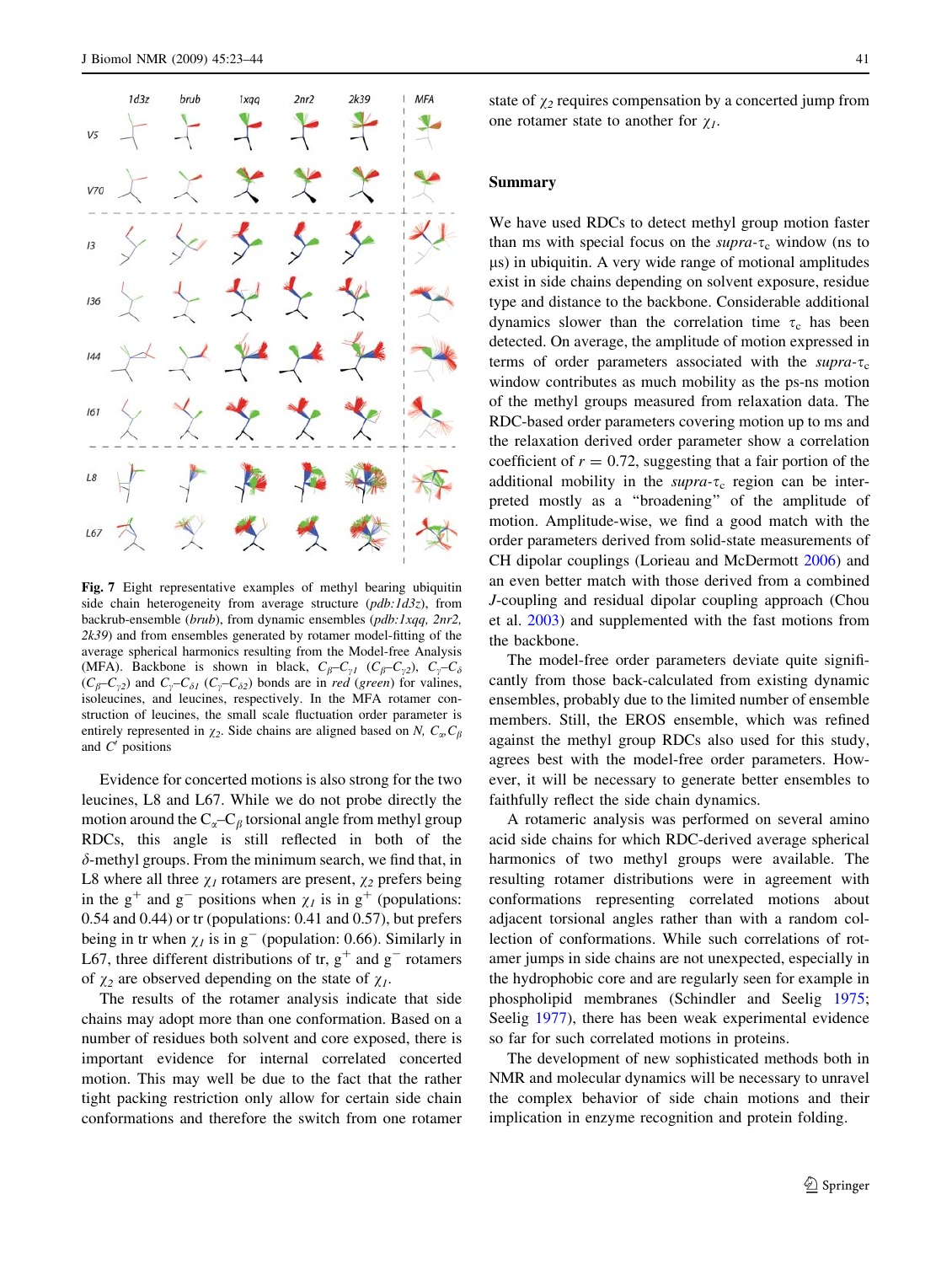**Fig. 7** Eight representative examples of methyl bearing ubiquitin side chain heterogeneity from average structure (*pdb:1d3z*), from backrub-ensemble (*brub*), from dynamic ensembles (*pdb:1xqq, 2nr2, 2k39*) and from ensembles generated by rotamer model-fitting of the average spherical harmonics resulting from the Model-free Analysis (MFA). Backbone is shown in black, $C_\beta$–$C_{\gamma 1}$ ($C_\beta$–$C_{\gamma 2}$), $C_\gamma$–$C_\delta$ ($C_\beta$–$C_{\gamma 2}$) and $C_\gamma$–$C_{\delta 1}$ ($C_\gamma$–$C_{\delta 2}$) bonds are in *red* (*green*) for valines, isoleucines, and leucines, respectively. In the MFA rotamer construction of leucines, the small scale fluctuation order parameter is entirely represented in $\chi_2$. Side chains are aligned based on *N*, $C_\alpha$, $C_\beta$ and $C'$ positions

Evidence for concerted motions is also strong for the two leucines, L8 and L67. While we do not probe directly the motion around the $C_\alpha$–$C_\beta$ torsional angle from methyl group RDCs, this angle is still reflected in both of the $\delta$-methyl groups. From the minimum search, we find that, in L8 where all three $\chi_1$ rotamers are present, $\chi_2$ prefers being in the g$^+$ and g$^-$ positions when $\chi_1$ is in g$^+$ (populations: 0.54 and 0.44) or tr (populations: 0.41 and 0.57), but prefers being in tr when $\chi_1$ is in g$^-$ (population: 0.66). Similarly in L67, three different distributions of tr, g$^+$ and g$^-$ rotamers of $\chi_2$ are observed depending on the state of $\chi_1$.

The results of the rotamer analysis indicate that side chains may adopt more than one conformation. Based on a number of residues both solvent and core exposed, there is important evidence for internal correlated concerted motion. This may well be due to the fact that the rather tight packing restriction only allow for certain side chain conformations and therefore the switch from one rotamer state of $\chi_2$ requires compensation by a concerted jump from one rotamer state to another for $\chi_1$.

## Summary

We have used RDCs to detect methyl group motion faster than ms with special focus on the *supra*-$\tau_c$ window (ns to μs) in ubiquitin. A very wide range of motional amplitudes exist in side chains depending on solvent exposure, residue type and distance to the backbone. Considerable additional dynamics slower than the correlation time $\tau_c$ has been detected. On average, the amplitude of motion expressed in terms of order parameters associated with the *supra*-$\tau_c$ window contributes as much mobility as the ps-ns motion of the methyl groups measured from relaxation data. The RDC-based order parameters covering motion up to ms and the relaxation derived order parameter show a correlation coefficient of $r = 0.72$, suggesting that a fair portion of the additional mobility in the *supra*-$\tau_c$ region can be interpreted mostly as a "broadening" of the amplitude of motion. Amplitude-wise, we find a good match with the order parameters derived from solid-state measurements of CH dipolar couplings (Lorieau and McDermott 2006) and an even better match with those derived from a combined *J*-coupling and residual dipolar coupling approach (Chou et al. 2003) and supplemented with the fast motions from the backbone.

The model-free order parameters deviate quite significantly from those back-calculated from existing dynamic ensembles, probably due to the limited number of ensemble members. Still, the EROS ensemble, which was refined against the methyl group RDCs also used for this study, agrees best with the model-free order parameters. However, it will be necessary to generate better ensembles to faithfully reflect the side chain dynamics.

A rotameric analysis was performed on several amino acid side chains for which RDC-derived average spherical harmonics of two methyl groups were available. The resulting rotamer distributions were in agreement with conformations representing correlated motions about adjacent torsional angles rather than with a random collection of conformations. While such correlations of rotamer jumps in side chains are not unexpected, especially in the hydrophobic core and are regularly seen for example in phospholipid membranes (Schindler and Seelig 1975; Seelig 1977), there has been weak experimental evidence so far for such correlated motions in proteins.

The development of new sophisticated methods both in NMR and molecular dynamics will be necessary to unravel the complex behavior of side chain motions and their implication in enzyme recognition and protein folding.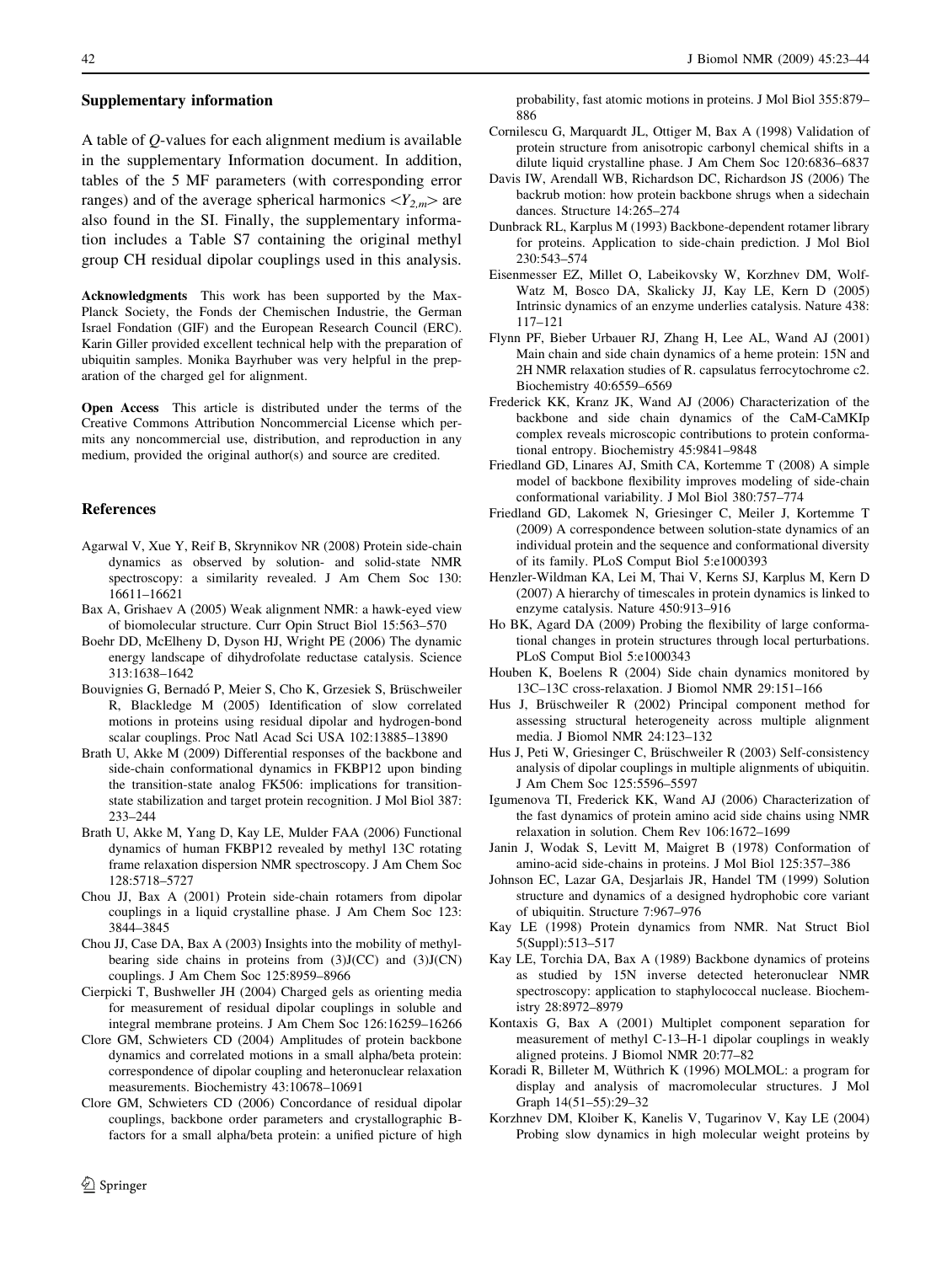## Supplementary information

A table of $Q$-values for each alignment medium is available in the supplementary Information document. In addition, tables of the 5 MF parameters (with corresponding error ranges) and of the average spherical harmonics $<Y_{2,m}>$ are also found in the SI. Finally, the supplementary information includes a Table S7 containing the original methyl group CH residual dipolar couplings used in this analysis.

**Acknowledgments** This work has been supported by the Max-Planck Society, the Fonds der Chemischen Industrie, the German Israel Fondation (GIF) and the European Research Council (ERC). Karin Giller provided excellent technical help with the preparation of ubiquitin samples. Monika Bayrhuber was very helpful in the preparation of the charged gel for alignment.

**Open Access** This article is distributed under the terms of the Creative Commons Attribution Noncommercial License which permits any noncommercial use, distribution, and reproduction in any medium, provided the original author(s) and source are credited.

## References

- Agarwal V, Xue Y, Reif B, Skrynnikov NR (2008) Protein side-chain dynamics as observed by solution- and solid-state NMR spectroscopy: a similarity revealed. J Am Chem Soc 130: 16611–16621
- Bax A, Grishaev A (2005) Weak alignment NMR: a hawk-eyed view of biomolecular structure. Curr Opin Struct Biol 15:563–570
- Boehr DD, McElheny D, Dyson HJ, Wright PE (2006) The dynamic energy landscape of dihydrofolate reductase catalysis. Science 313:1638–1642
- Bouvignies G, Bernadó P, Meier S, Cho K, Grzesiek S, Brüschweiler R, Blackledge M (2005) Identification of slow correlated motions in proteins using residual dipolar and hydrogen-bond scalar couplings. Proc Natl Acad Sci USA 102:13885–13890
- Brath U, Akke M (2009) Differential responses of the backbone and side-chain conformational dynamics in FKBP12 upon binding the transition-state analog FK506: implications for transition-state stabilization and target protein recognition. J Mol Biol 387: 233–244
- Brath U, Akke M, Yang D, Kay LE, Mulder FAA (2006) Functional dynamics of human FKBP12 revealed by methyl 13C rotating frame relaxation dispersion NMR spectroscopy. J Am Chem Soc 128:5718–5727
- Chou JJ, Bax A (2001) Protein side-chain rotamers from dipolar couplings in a liquid crystalline phase. J Am Chem Soc 123: 3844–3845
- Chou JJ, Case DA, Bax A (2003) Insights into the mobility of methyl-bearing side chains in proteins from (3)J(CC) and (3)J(CN) couplings. J Am Chem Soc 125:8959–8966
- Cierpicki T, Bushweller JH (2004) Charged gels as orienting media for measurement of residual dipolar couplings in soluble and integral membrane proteins. J Am Chem Soc 126:16259–16266
- Clore GM, Schwieters CD (2004) Amplitudes of protein backbone dynamics and correlated motions in a small alpha/beta protein: correspondence of dipolar coupling and heteronuclear relaxation measurements. Biochemistry 43:10678–10691
- Clore GM, Schwieters CD (2006) Concordance of residual dipolar couplings, backbone order parameters and crystallographic B-factors for a small alpha/beta protein: a unified picture of high probability, fast atomic motions in proteins. J Mol Biol 355:879–886
- Cornilescu G, Marquardt JL, Ottiger M, Bax A (1998) Validation of protein structure from anisotropic carbonyl chemical shifts in a dilute liquid crystalline phase. J Am Chem Soc 120:6836–6837
- Davis IW, Arendall WB, Richardson DC, Richardson JS (2006) The backrub motion: how protein backbone shrugs when a sidechain dances. Structure 14:265–274
- Dunbrack RL, Karplus M (1993) Backbone-dependent rotamer library for proteins. Application to side-chain prediction. J Mol Biol 230:543–574
- Eisenmesser EZ, Millet O, Labeikovsky W, Korzhnev DM, Wolf-Watz M, Bosco DA, Skalicky JJ, Kay LE, Kern D (2005) Intrinsic dynamics of an enzyme underlies catalysis. Nature 438: 117–121
- Flynn PF, Bieber Urbauer RJ, Zhang H, Lee AL, Wand AJ (2001) Main chain and side chain dynamics of a heme protein: 15N and 2H NMR relaxation studies of R. capsulatus ferrocytochrome c2. Biochemistry 40:6559–6569
- Frederick KK, Kranz JK, Wand AJ (2006) Characterization of the backbone and side chain dynamics of the CaM-CaMKIp complex reveals microscopic contributions to protein conformational entropy. Biochemistry 45:9841–9848
- Friedland GD, Linares AJ, Smith CA, Kortemme T (2008) A simple model of backbone flexibility improves modeling of side-chain conformational variability. J Mol Biol 380:757–774
- Friedland GD, Lakomek N, Griesinger C, Meiler J, Kortemme T (2009) A correspondence between solution-state dynamics of an individual protein and the sequence and conformational diversity of its family. PLoS Comput Biol 5:e1000393
- Henzler-Wildman KA, Lei M, Thai V, Kerns SJ, Karplus M, Kern D (2007) A hierarchy of timescales in protein dynamics is linked to enzyme catalysis. Nature 450:913–916
- Ho BK, Agard DA (2009) Probing the flexibility of large conformational changes in protein structures through local perturbations. PLoS Comput Biol 5:e1000343
- Houben K, Boelens R (2004) Side chain dynamics monitored by 13C–13C cross-relaxation. J Biomol NMR 29:151–166
- Hus J, Brüschweiler R (2002) Principal component method for assessing structural heterogeneity across multiple alignment media. J Biomol NMR 24:123–132
- Hus J, Peti W, Griesinger C, Brüschweiler R (2003) Self-consistency analysis of dipolar couplings in multiple alignments of ubiquitin. J Am Chem Soc 125:5596–5597
- Igumenova TI, Frederick KK, Wand AJ (2006) Characterization of the fast dynamics of protein amino acid side chains using NMR relaxation in solution. Chem Rev 106:1672–1699
- Janin J, Wodak S, Levitt M, Maigret B (1978) Conformation of amino-acid side-chains in proteins. J Mol Biol 125:357–386
- Johnson EC, Lazar GA, Desjarlais JR, Handel TM (1999) Solution structure and dynamics of a designed hydrophobic core variant of ubiquitin. Structure 7:967–976
- Kay LE (1998) Protein dynamics from NMR. Nat Struct Biol 5(Suppl):513–517
- Kay LE, Torchia DA, Bax A (1989) Backbone dynamics of proteins as studied by 15N inverse detected heteronuclear NMR spectroscopy: application to staphylococcal nuclease. Biochemistry 28:8972–8979
- Kontaxis G, Bax A (2001) Multiplet component separation for measurement of methyl C-13–H-1 dipolar couplings in weakly aligned proteins. J Biomol NMR 20:77–82
- Koradi R, Billeter M, Wüthrich K (1996) MOLMOL: a program for display and analysis of macromolecular structures. J Mol Graph 14(51–55):29–32
- Korzhnev DM, Kloiber K, Kanelis V, Tugarinov V, Kay LE (2004) Probing slow dynamics in high molecular weight proteins by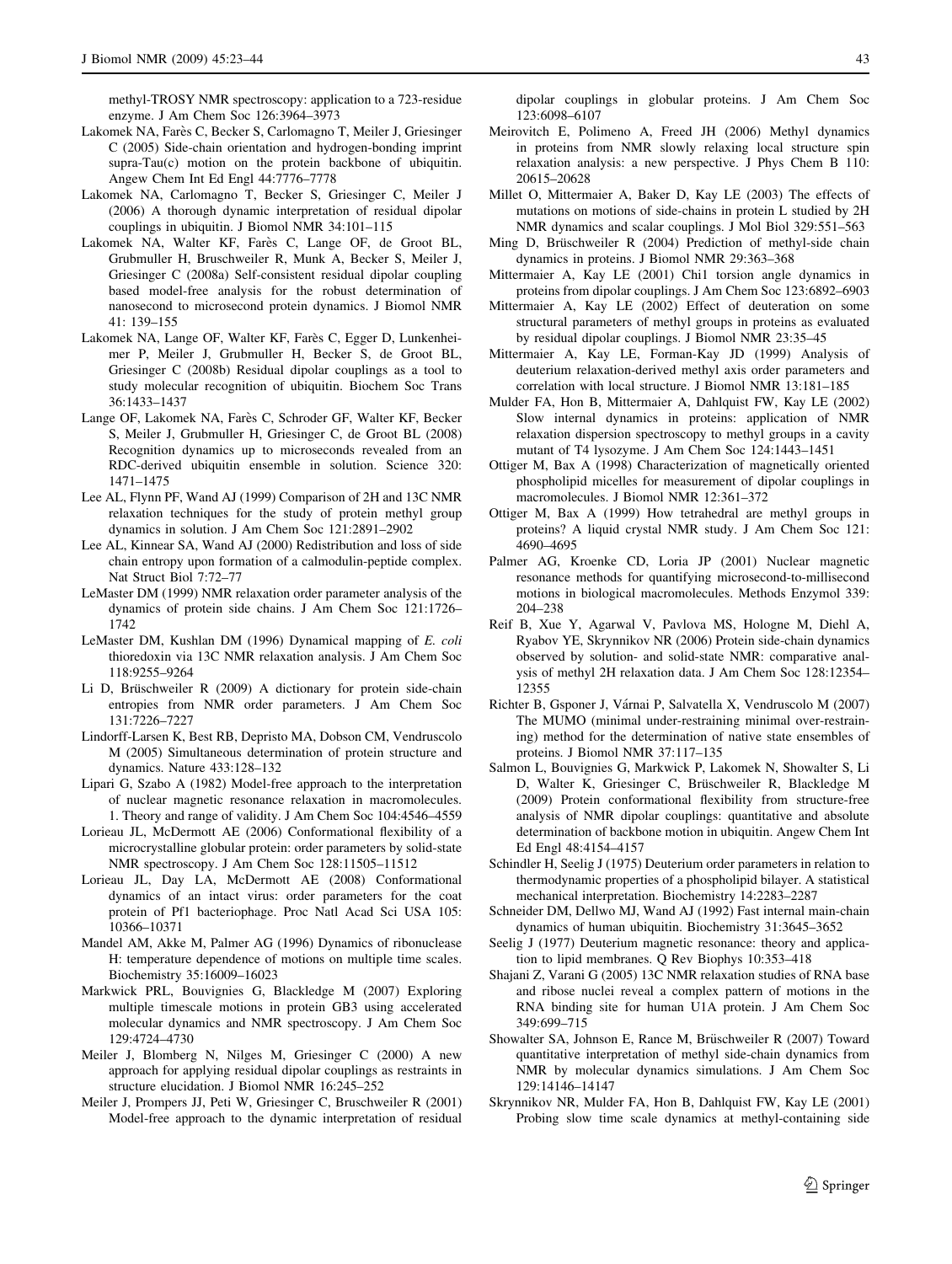methyl-TROSY NMR spectroscopy: application to a 723-residue enzyme. J Am Chem Soc 126:3964–3973

Lakomek NA, Farès C, Becker S, Carlomagno T, Meiler J, Griesinger C (2005) Side-chain orientation and hydrogen-bonding imprint supra-Tau(c) motion on the protein backbone of ubiquitin. Angew Chem Int Ed Engl 44:7776–7778

Lakomek NA, Carlomagno T, Becker S, Griesinger C, Meiler J (2006) A thorough dynamic interpretation of residual dipolar couplings in ubiquitin. J Biomol NMR 34:101–115

Lakomek NA, Walter KF, Farès C, Lange OF, de Groot BL, Grubmuller H, Bruschweiler R, Munk A, Becker S, Meiler J, Griesinger C (2008a) Self-consistent residual dipolar coupling based model-free analysis for the robust determination of nanosecond to microsecond protein dynamics. J Biomol NMR 41: 139–155

Lakomek NA, Lange OF, Walter KF, Farès C, Egger D, Lunkenheimer P, Meiler J, Grubmuller H, Becker S, de Groot BL, Griesinger C (2008b) Residual dipolar couplings as a tool to study molecular recognition of ubiquitin. Biochem Soc Trans 36:1433–1437

Lange OF, Lakomek NA, Farès C, Schroder GF, Walter KF, Becker S, Meiler J, Grubmuller H, Griesinger C, de Groot BL (2008) Recognition dynamics up to microseconds revealed from an RDC-derived ubiquitin ensemble in solution. Science 320: 1471–1475

Lee AL, Flynn PF, Wand AJ (1999) Comparison of 2H and 13C NMR relaxation techniques for the study of protein methyl group dynamics in solution. J Am Chem Soc 121:2891–2902

Lee AL, Kinnear SA, Wand AJ (2000) Redistribution and loss of side chain entropy upon formation of a calmodulin-peptide complex. Nat Struct Biol 7:72–77

LeMaster DM (1999) NMR relaxation order parameter analysis of the dynamics of protein side chains. J Am Chem Soc 121:1726–1742

LeMaster DM, Kushlan DM (1996) Dynamical mapping of *E. coli* thioredoxin via 13C NMR relaxation analysis. J Am Chem Soc 118:9255–9264

Li D, Brüschweiler R (2009) A dictionary for protein side-chain entropies from NMR order parameters. J Am Chem Soc 131:7226–7227

Lindorff-Larsen K, Best RB, Depristo MA, Dobson CM, Vendruscolo M (2005) Simultaneous determination of protein structure and dynamics. Nature 433:128–132

Lipari G, Szabo A (1982) Model-free approach to the interpretation of nuclear magnetic resonance relaxation in macromolecules. 1. Theory and range of validity. J Am Chem Soc 104:4546–4559

Lorieau JL, McDermott AE (2006) Conformational flexibility of a microcrystalline globular protein: order parameters by solid-state NMR spectroscopy. J Am Chem Soc 128:11505–11512

Lorieau JL, Day LA, McDermott AE (2008) Conformational dynamics of an intact virus: order parameters for the coat protein of Pf1 bacteriophage. Proc Natl Acad Sci USA 105: 10366–10371

Mandel AM, Akke M, Palmer AG (1996) Dynamics of ribonuclease H: temperature dependence of motions on multiple time scales. Biochemistry 35:16009–16023

Markwick PRL, Bouvignies G, Blackledge M (2007) Exploring multiple timescale motions in protein GB3 using accelerated molecular dynamics and NMR spectroscopy. J Am Chem Soc 129:4724–4730

Meiler J, Blomberg N, Nilges M, Griesinger C (2000) A new approach for applying residual dipolar couplings as restraints in structure elucidation. J Biomol NMR 16:245–252

Meiler J, Prompers JJ, Peti W, Griesinger C, Bruschweiler R (2001) Model-free approach to the dynamic interpretation of residual dipolar couplings in globular proteins. J Am Chem Soc 123:6098–6107

Meirovitch E, Polimeno A, Freed JH (2006) Methyl dynamics in proteins from NMR slowly relaxing local structure spin relaxation analysis: a new perspective. J Phys Chem B 110: 20615–20628

Millet O, Mittermaier A, Baker D, Kay LE (2003) The effects of mutations on motions of side-chains in protein L studied by 2H NMR dynamics and scalar couplings. J Mol Biol 329:551–563

Ming D, Brüschweiler R (2004) Prediction of methyl-side chain dynamics in proteins. J Biomol NMR 29:363–368

Mittermaier A, Kay LE (2001) Chi1 torsion angle dynamics in proteins from dipolar couplings. J Am Chem Soc 123:6892–6903

Mittermaier A, Kay LE (2002) Effect of deuteration on some structural parameters of methyl groups in proteins as evaluated by residual dipolar couplings. J Biomol NMR 23:35–45

Mittermaier A, Kay LE, Forman-Kay JD (1999) Analysis of deuterium relaxation-derived methyl axis order parameters and correlation with local structure. J Biomol NMR 13:181–185

Mulder FA, Hon B, Mittermaier A, Dahlquist FW, Kay LE (2002) Slow internal dynamics in proteins: application of NMR relaxation dispersion spectroscopy to methyl groups in a cavity mutant of T4 lysozyme. J Am Chem Soc 124:1443–1451

Ottiger M, Bax A (1998) Characterization of magnetically oriented phospholipid micelles for measurement of dipolar couplings in macromolecules. J Biomol NMR 12:361–372

Ottiger M, Bax A (1999) How tetrahedral are methyl groups in proteins? A liquid crystal NMR study. J Am Chem Soc 121: 4690–4695

Palmer AG, Kroenke CD, Loria JP (2001) Nuclear magnetic resonance methods for quantifying microsecond-to-millisecond motions in biological macromolecules. Methods Enzymol 339: 204–238

Reif B, Xue Y, Agarwal V, Pavlova MS, Hologne M, Diehl A, Ryabov YE, Skrynnikov NR (2006) Protein side-chain dynamics observed by solution- and solid-state NMR: comparative analysis of methyl 2H relaxation data. J Am Chem Soc 128:12354–12355

Richter B, Gsponer J, Várnai P, Salvatella X, Vendruscolo M (2007) The MUMO (minimal under-restraining minimal over-restraining) method for the determination of native state ensembles of proteins. J Biomol NMR 37:117–135

Salmon L, Bouvignies G, Markwick P, Lakomek N, Showalter S, Li D, Walter K, Griesinger C, Brüschweiler R, Blackledge M (2009) Protein conformational flexibility from structure-free analysis of NMR dipolar couplings: quantitative and absolute determination of backbone motion in ubiquitin. Angew Chem Int Ed Engl 48:4154–4157

Schindler H, Seelig J (1975) Deuterium order parameters in relation to thermodynamic properties of a phospholipid bilayer. A statistical mechanical interpretation. Biochemistry 14:2283–2287

Schneider DM, Dellwo MJ, Wand AJ (1992) Fast internal main-chain dynamics of human ubiquitin. Biochemistry 31:3645–3652

Seelig J (1977) Deuterium magnetic resonance: theory and application to lipid membranes. Q Rev Biophys 10:353–418

Shajani Z, Varani G (2005) 13C NMR relaxation studies of RNA base and ribose nuclei reveal a complex pattern of motions in the RNA binding site for human U1A protein. J Am Chem Soc 349:699–715

Showalter SA, Johnson E, Rance M, Brüschweiler R (2007) Toward quantitative interpretation of methyl side-chain dynamics from NMR by molecular dynamics simulations. J Am Chem Soc 129:14146–14147

Skrynnikov NR, Mulder FA, Hon B, Dahlquist FW, Kay LE (2001) Probing slow time scale dynamics at methyl-containing side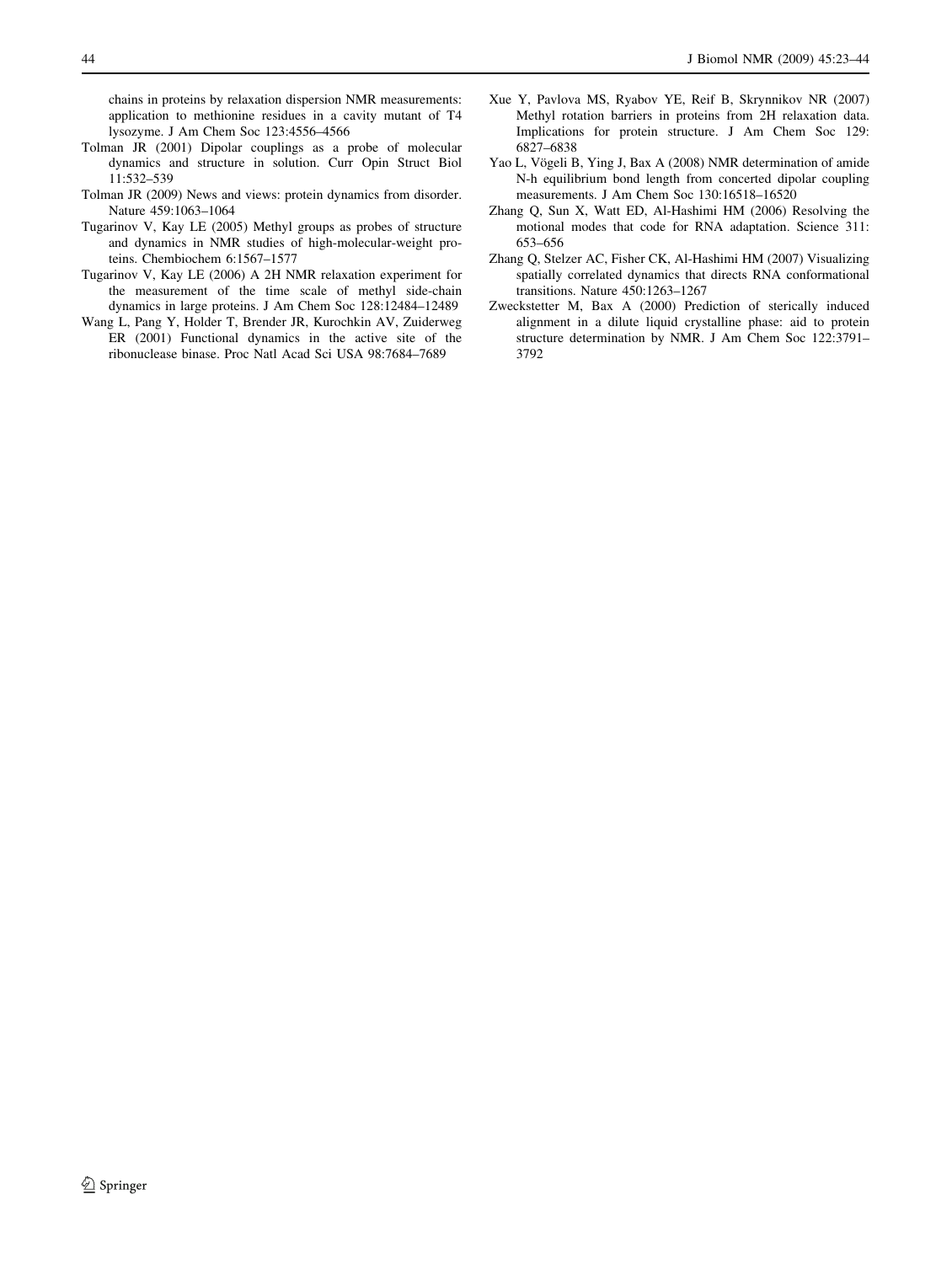chains in proteins by relaxation dispersion NMR measurements: application to methionine residues in a cavity mutant of T4 lysozyme. J Am Chem Soc 123:4556–4566

Tolman JR (2001) Dipolar couplings as a probe of molecular dynamics and structure in solution. Curr Opin Struct Biol 11:532–539

Tolman JR (2009) News and views: protein dynamics from disorder. Nature 459:1063–1064

Tugarinov V, Kay LE (2005) Methyl groups as probes of structure and dynamics in NMR studies of high-molecular-weight proteins. Chembiochem 6:1567–1577

Tugarinov V, Kay LE (2006) A 2H NMR relaxation experiment for the measurement of the time scale of methyl side-chain dynamics in large proteins. J Am Chem Soc 128:12484–12489

Wang L, Pang Y, Holder T, Brender JR, Kurochkin AV, Zuiderweg ER (2001) Functional dynamics in the active site of the ribonuclease binase. Proc Natl Acad Sci USA 98:7684–7689

Xue Y, Pavlova MS, Ryabov YE, Reif B, Skrynnikov NR (2007) Methyl rotation barriers in proteins from 2H relaxation data. Implications for protein structure. J Am Chem Soc 129: 6827–6838

Yao L, Vögeli B, Ying J, Bax A (2008) NMR determination of amide N-h equilibrium bond length from concerted dipolar coupling measurements. J Am Chem Soc 130:16518–16520

Zhang Q, Sun X, Watt ED, Al-Hashimi HM (2006) Resolving the motional modes that code for RNA adaptation. Science 311: 653–656

Zhang Q, Stelzer AC, Fisher CK, Al-Hashimi HM (2007) Visualizing spatially correlated dynamics that directs RNA conformational transitions. Nature 450:1263–1267

Zweckstetter M, Bax A (2000) Prediction of sterically induced alignment in a dilute liquid crystalline phase: aid to protein structure determination by NMR. J Am Chem Soc 122:3791–3792